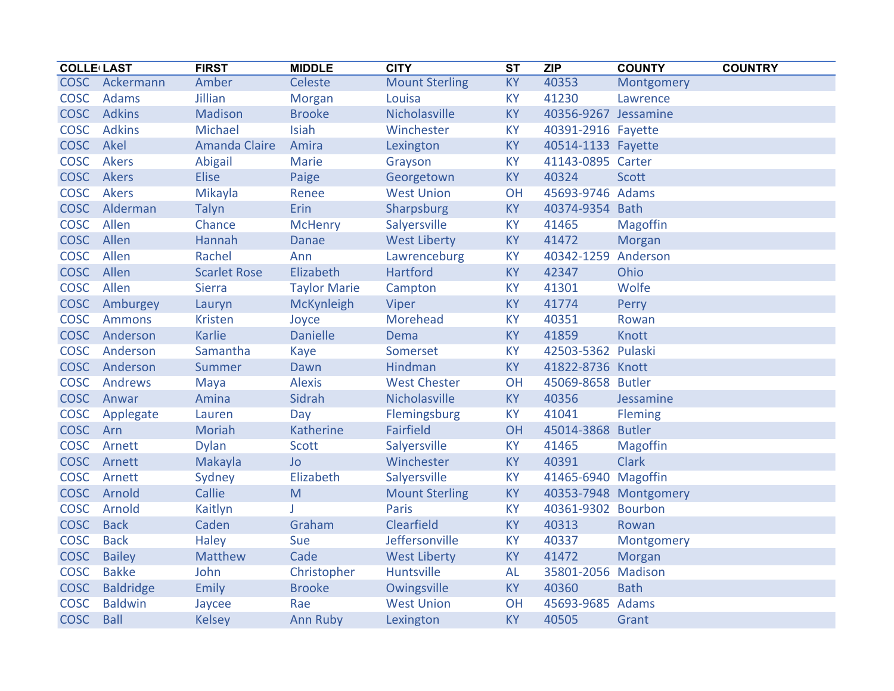| COLLE | LAST | FIRST | MIDDLE | CITY | ST | ZIP | COUNTY | COUNTRY |
|---|---|---|---|---|---|---|---|---|
| COSC | Ackermann | Amber | Celeste | Mount Sterling | KY | 40353 | Montgomery | |
| COSC | Adams | Jillian | Morgan | Louisa | KY | 41230 | Lawrence | |
| COSC | Adkins | Madison | Brooke | Nicholasville | KY | 40356-9267 | Jessamine | |
| COSC | Adkins | Michael | Isiah | Winchester | KY | 40391-2916 | Fayette | |
| COSC | Akel | Amanda Claire | Amira | Lexington | KY | 40514-1133 | Fayette | |
| COSC | Akers | Abigail | Marie | Grayson | KY | 41143-0895 | Carter | |
| COSC | Akers | Elise | Paige | Georgetown | KY | 40324 | Scott | |
| COSC | Akers | Mikayla | Renee | West Union | OH | 45693-9746 | Adams | |
| COSC | Alderman | Talyn | Erin | Sharpsburg | KY | 40374-9354 | Bath | |
| COSC | Allen | Chance | McHenry | Salyersville | KY | 41465 | Magoffin | |
| COSC | Allen | Hannah | Danae | West Liberty | KY | 41472 | Morgan | |
| COSC | Allen | Rachel | Ann | Lawrenceburg | KY | 40342-1259 | Anderson | |
| COSC | Allen | Scarlet Rose | Elizabeth | Hartford | KY | 42347 | Ohio | |
| COSC | Allen | Sierra | Taylor Marie | Campton | KY | 41301 | Wolfe | |
| COSC | Amburgey | Lauryn | McKynleigh | Viper | KY | 41774 | Perry | |
| COSC | Ammons | Kristen | Joyce | Morehead | KY | 40351 | Rowan | |
| COSC | Anderson | Karlie | Danielle | Dema | KY | 41859 | Knott | |
| COSC | Anderson | Samantha | Kaye | Somerset | KY | 42503-5362 | Pulaski | |
| COSC | Anderson | Summer | Dawn | Hindman | KY | 41822-8736 | Knott | |
| COSC | Andrews | Maya | Alexis | West Chester | OH | 45069-8658 | Butler | |
| COSC | Anwar | Amina | Sidrah | Nicholasville | KY | 40356 | Jessamine | |
| COSC | Applegate | Lauren | Day | Flemingsburg | KY | 41041 | Fleming | |
| COSC | Arn | Moriah | Katherine | Fairfield | OH | 45014-3868 | Butler | |
| COSC | Arnett | Dylan | Scott | Salyersville | KY | 41465 | Magoffin | |
| COSC | Arnett | Makayla | Jo | Winchester | KY | 40391 | Clark | |
| COSC | Arnett | Sydney | Elizabeth | Salyersville | KY | 41465-6940 | Magoffin | |
| COSC | Arnold | Callie | M | Mount Sterling | KY | 40353-7948 | Montgomery | |
| COSC | Arnold | Kaitlyn | J | Paris | KY | 40361-9302 | Bourbon | |
| COSC | Back | Caden | Graham | Clearfield | KY | 40313 | Rowan | |
| COSC | Back | Haley | Sue | Jeffersonville | KY | 40337 | Montgomery | |
| COSC | Bailey | Matthew | Cade | West Liberty | KY | 41472 | Morgan | |
| COSC | Bakke | John | Christopher | Huntsville | AL | 35801-2056 | Madison | |
| COSC | Baldridge | Emily | Brooke | Owingsville | KY | 40360 | Bath | |
| COSC | Baldwin | Jaycee | Rae | West Union | OH | 45693-9685 | Adams | |
| COSC | Ball | Kelsey | Ann Ruby | Lexington | KY | 40505 | Grant | |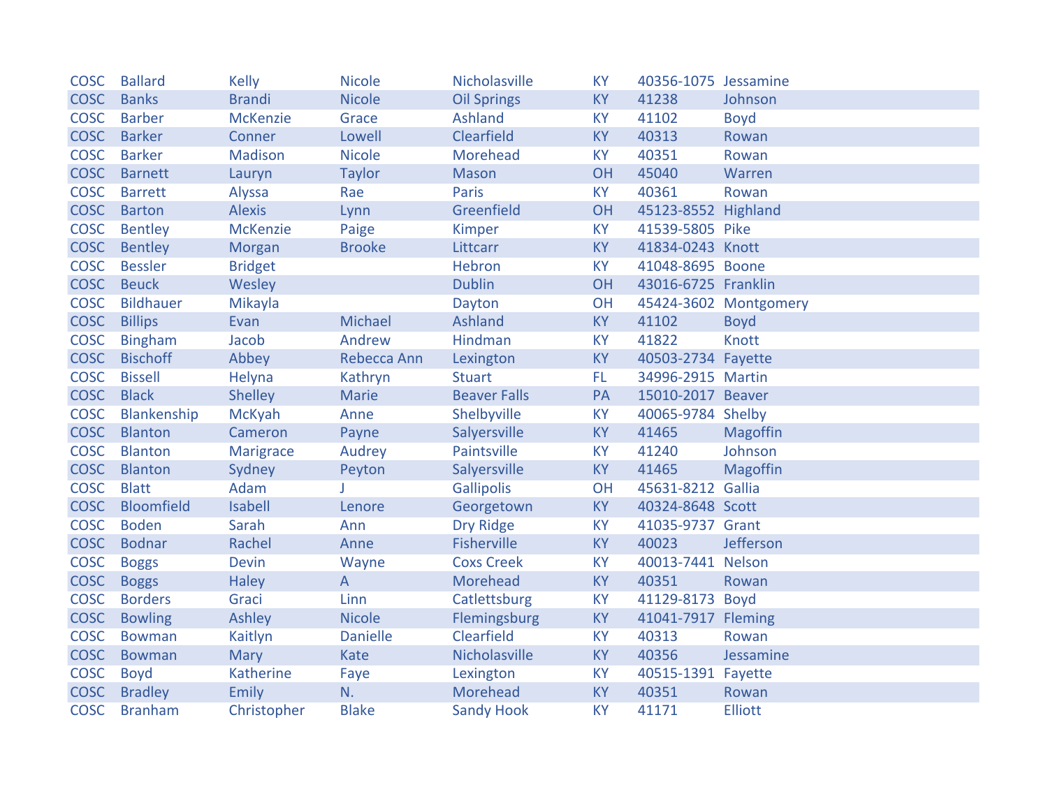| | | | | | | | |
|---|---|---|---|---|---|---|---|
| COSC | Ballard | Kelly | Nicole | Nicholasville | KY | 40356-1075 | Jessamine |
| COSC | Banks | Brandi | Nicole | Oil Springs | KY | 41238 | Johnson |
| COSC | Barber | McKenzie | Grace | Ashland | KY | 41102 | Boyd |
| COSC | Barker | Conner | Lowell | Clearfield | KY | 40313 | Rowan |
| COSC | Barker | Madison | Nicole | Morehead | KY | 40351 | Rowan |
| COSC | Barnett | Lauryn | Taylor | Mason | OH | 45040 | Warren |
| COSC | Barrett | Alyssa | Rae | Paris | KY | 40361 | Rowan |
| COSC | Barton | Alexis | Lynn | Greenfield | OH | 45123-8552 | Highland |
| COSC | Bentley | McKenzie | Paige | Kimper | KY | 41539-5805 | Pike |
| COSC | Bentley | Morgan | Brooke | Littcarr | KY | 41834-0243 | Knott |
| COSC | Bessler | Bridget | | Hebron | KY | 41048-8695 | Boone |
| COSC | Beuck | Wesley | | Dublin | OH | 43016-6725 | Franklin |
| COSC | Bildhauer | Mikayla | | Dayton | OH | 45424-3602 | Montgomery |
| COSC | Billips | Evan | Michael | Ashland | KY | 41102 | Boyd |
| COSC | Bingham | Jacob | Andrew | Hindman | KY | 41822 | Knott |
| COSC | Bischoff | Abbey | Rebecca Ann | Lexington | KY | 40503-2734 | Fayette |
| COSC | Bissell | Helyna | Kathryn | Stuart | FL | 34996-2915 | Martin |
| COSC | Black | Shelley | Marie | Beaver Falls | PA | 15010-2017 | Beaver |
| COSC | Blankenship | McKyah | Anne | Shelbyville | KY | 40065-9784 | Shelby |
| COSC | Blanton | Cameron | Payne | Salyersville | KY | 41465 | Magoffin |
| COSC | Blanton | Marigrace | Audrey | Paintsville | KY | 41240 | Johnson |
| COSC | Blanton | Sydney | Peyton | Salyersville | KY | 41465 | Magoffin |
| COSC | Blatt | Adam | J | Gallipolis | OH | 45631-8212 | Gallia |
| COSC | Bloomfield | Isabell | Lenore | Georgetown | KY | 40324-8648 | Scott |
| COSC | Boden | Sarah | Ann | Dry Ridge | KY | 41035-9737 | Grant |
| COSC | Bodnar | Rachel | Anne | Fisherville | KY | 40023 | Jefferson |
| COSC | Boggs | Devin | Wayne | Coxs Creek | KY | 40013-7441 | Nelson |
| COSC | Boggs | Haley | A | Morehead | KY | 40351 | Rowan |
| COSC | Borders | Graci | Linn | Catlettsburg | KY | 41129-8173 | Boyd |
| COSC | Bowling | Ashley | Nicole | Flemingsburg | KY | 41041-7917 | Fleming |
| COSC | Bowman | Kaitlyn | Danielle | Clearfield | KY | 40313 | Rowan |
| COSC | Bowman | Mary | Kate | Nicholasville | KY | 40356 | Jessamine |
| COSC | Boyd | Katherine | Faye | Lexington | KY | 40515-1391 | Fayette |
| COSC | Bradley | Emily | N. | Morehead | KY | 40351 | Rowan |
| COSC | Branham | Christopher | Blake | Sandy Hook | KY | 41171 | Elliott |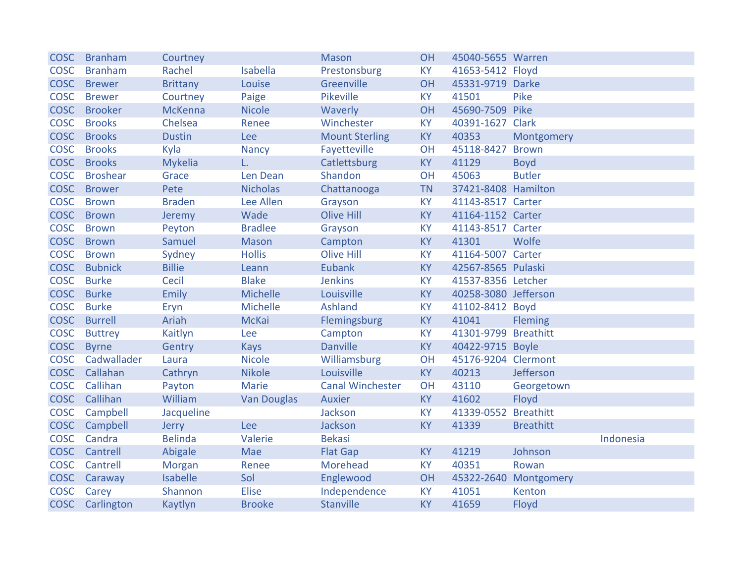| | | | | | | | | |
|---|---|---|---|---|---|---|---|---|
| COSC | Branham | Courtney | | Mason | OH | 45040-5655 | Warren | |
| COSC | Branham | Rachel | Isabella | Prestonsburg | KY | 41653-5412 | Floyd | |
| COSC | Brewer | Brittany | Louise | Greenville | OH | 45331-9719 | Darke | |
| COSC | Brewer | Courtney | Paige | Pikeville | KY | 41501 | Pike | |
| COSC | Brooker | McKenna | Nicole | Waverly | OH | 45690-7509 | Pike | |
| COSC | Brooks | Chelsea | Renee | Winchester | KY | 40391-1627 | Clark | |
| COSC | Brooks | Dustin | Lee | Mount Sterling | KY | 40353 | Montgomery | |
| COSC | Brooks | Kyla | Nancy | Fayetteville | OH | 45118-8427 | Brown | |
| COSC | Brooks | Mykelia | L. | Catlettsburg | KY | 41129 | Boyd | |
| COSC | Broshear | Grace | Len Dean | Shandon | OH | 45063 | Butler | |
| COSC | Brower | Pete | Nicholas | Chattanooga | TN | 37421-8408 | Hamilton | |
| COSC | Brown | Braden | Lee Allen | Grayson | KY | 41143-8517 | Carter | |
| COSC | Brown | Jeremy | Wade | Olive Hill | KY | 41164-1152 | Carter | |
| COSC | Brown | Peyton | Bradlee | Grayson | KY | 41143-8517 | Carter | |
| COSC | Brown | Samuel | Mason | Campton | KY | 41301 | Wolfe | |
| COSC | Brown | Sydney | Hollis | Olive Hill | KY | 41164-5007 | Carter | |
| COSC | Bubnick | Billie | Leann | Eubank | KY | 42567-8565 | Pulaski | |
| COSC | Burke | Cecil | Blake | Jenkins | KY | 41537-8356 | Letcher | |
| COSC | Burke | Emily | Michelle | Louisville | KY | 40258-3080 | Jefferson | |
| COSC | Burke | Eryn | Michelle | Ashland | KY | 41102-8412 | Boyd | |
| COSC | Burrell | Ariah | McKai | Flemingsburg | KY | 41041 | Fleming | |
| COSC | Buttrey | Kaitlyn | Lee | Campton | KY | 41301-9799 | Breathitt | |
| COSC | Byrne | Gentry | Kays | Danville | KY | 40422-9715 | Boyle | |
| COSC | Cadwallader | Laura | Nicole | Williamsburg | OH | 45176-9204 | Clermont | |
| COSC | Callahan | Cathryn | Nikole | Louisville | KY | 40213 | Jefferson | |
| COSC | Callihan | Payton | Marie | Canal Winchester | OH | 43110 | Georgetown | |
| COSC | Callihan | William | Van Douglas | Auxier | KY | 41602 | Floyd | |
| COSC | Campbell | Jacqueline | | Jackson | KY | 41339-0552 | Breathitt | |
| COSC | Campbell | Jerry | Lee | Jackson | KY | 41339 | Breathitt | |
| COSC | Candra | Belinda | Valerie | Bekasi | | | | Indonesia |
| COSC | Cantrell | Abigale | Mae | Flat Gap | KY | 41219 | Johnson | |
| COSC | Cantrell | Morgan | Renee | Morehead | KY | 40351 | Rowan | |
| COSC | Caraway | Isabelle | Sol | Englewood | OH | 45322-2640 | Montgomery | |
| COSC | Carey | Shannon | Elise | Independence | KY | 41051 | Kenton | |
| COSC | Carlington | Kaytlyn | Brooke | Stanville | KY | 41659 | Floyd | |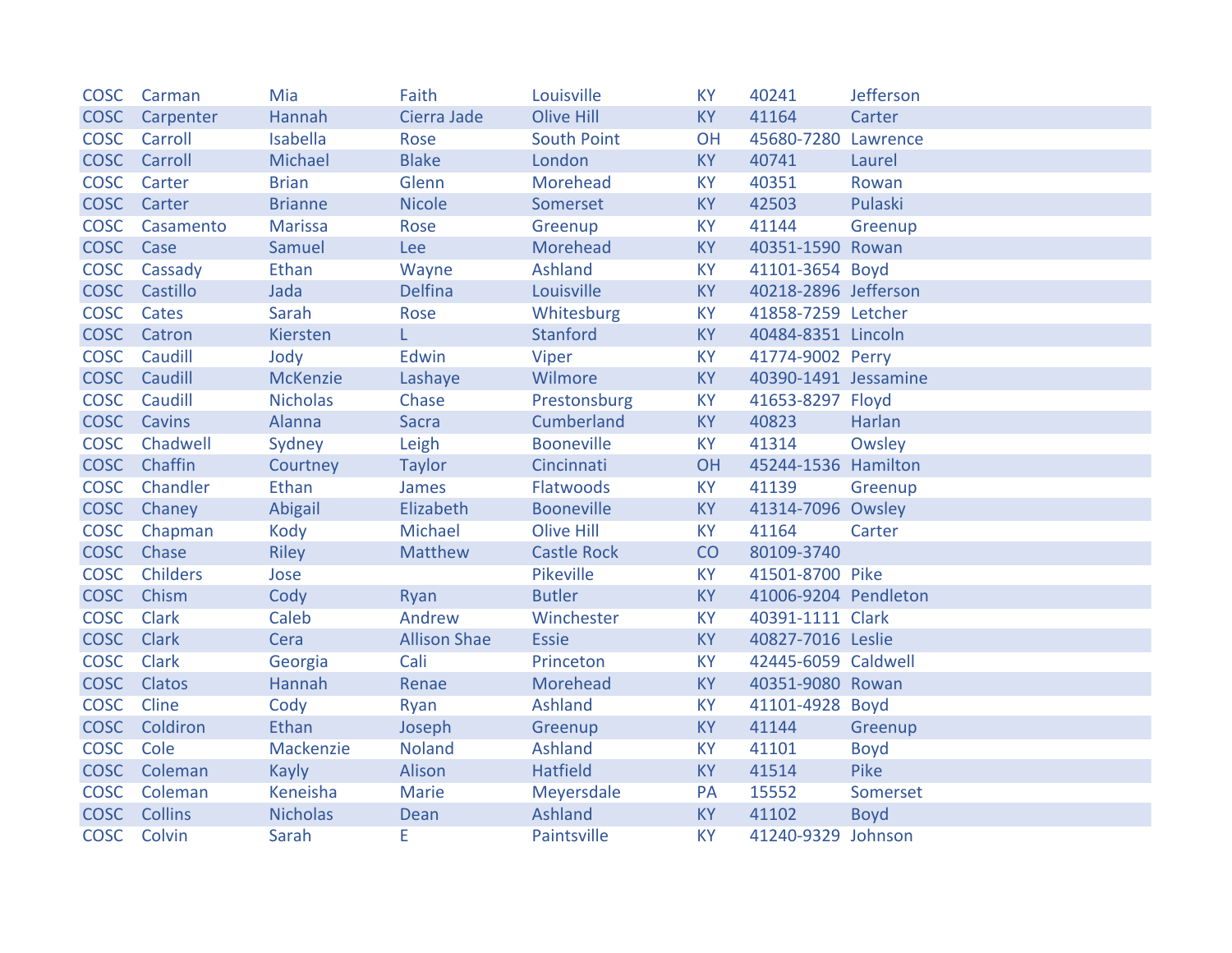| COSC | Carman | Mia | Faith | Louisville | KY | 40241 | Jefferson |
|---|---|---|---|---|---|---|---|
| COSC | Carpenter | Hannah | Cierra Jade | Olive Hill | KY | 41164 | Carter |
| COSC | Carroll | Isabella | Rose | South Point | OH | 45680-7280 | Lawrence |
| COSC | Carroll | Michael | Blake | London | KY | 40741 | Laurel |
| COSC | Carter | Brian | Glenn | Morehead | KY | 40351 | Rowan |
| COSC | Carter | Brianne | Nicole | Somerset | KY | 42503 | Pulaski |
| COSC | Casamento | Marissa | Rose | Greenup | KY | 41144 | Greenup |
| COSC | Case | Samuel | Lee | Morehead | KY | 40351-1590 | Rowan |
| COSC | Cassady | Ethan | Wayne | Ashland | KY | 41101-3654 | Boyd |
| COSC | Castillo | Jada | Delfina | Louisville | KY | 40218-2896 | Jefferson |
| COSC | Cates | Sarah | Rose | Whitesburg | KY | 41858-7259 | Letcher |
| COSC | Catron | Kiersten | L | Stanford | KY | 40484-8351 | Lincoln |
| COSC | Caudill | Jody | Edwin | Viper | KY | 41774-9002 | Perry |
| COSC | Caudill | McKenzie | Lashaye | Wilmore | KY | 40390-1491 | Jessamine |
| COSC | Caudill | Nicholas | Chase | Prestonsburg | KY | 41653-8297 | Floyd |
| COSC | Cavins | Alanna | Sacra | Cumberland | KY | 40823 | Harlan |
| COSC | Chadwell | Sydney | Leigh | Booneville | KY | 41314 | Owsley |
| COSC | Chaffin | Courtney | Taylor | Cincinnati | OH | 45244-1536 | Hamilton |
| COSC | Chandler | Ethan | James | Flatwoods | KY | 41139 | Greenup |
| COSC | Chaney | Abigail | Elizabeth | Booneville | KY | 41314-7096 | Owsley |
| COSC | Chapman | Kody | Michael | Olive Hill | KY | 41164 | Carter |
| COSC | Chase | Riley | Matthew | Castle Rock | CO | 80109-3740 | |
| COSC | Childers | Jose | | Pikeville | KY | 41501-8700 | Pike |
| COSC | Chism | Cody | Ryan | Butler | KY | 41006-9204 | Pendleton |
| COSC | Clark | Caleb | Andrew | Winchester | KY | 40391-1111 | Clark |
| COSC | Clark | Cera | Allison Shae | Essie | KY | 40827-7016 | Leslie |
| COSC | Clark | Georgia | Cali | Princeton | KY | 42445-6059 | Caldwell |
| COSC | Clatos | Hannah | Renae | Morehead | KY | 40351-9080 | Rowan |
| COSC | Cline | Cody | Ryan | Ashland | KY | 41101-4928 | Boyd |
| COSC | Coldiron | Ethan | Joseph | Greenup | KY | 41144 | Greenup |
| COSC | Cole | Mackenzie | Noland | Ashland | KY | 41101 | Boyd |
| COSC | Coleman | Kayly | Alison | Hatfield | KY | 41514 | Pike |
| COSC | Coleman | Keneisha | Marie | Meyersdale | PA | 15552 | Somerset |
| COSC | Collins | Nicholas | Dean | Ashland | KY | 41102 | Boyd |
| COSC | Colvin | Sarah | E | Paintsville | KY | 41240-9329 | Johnson |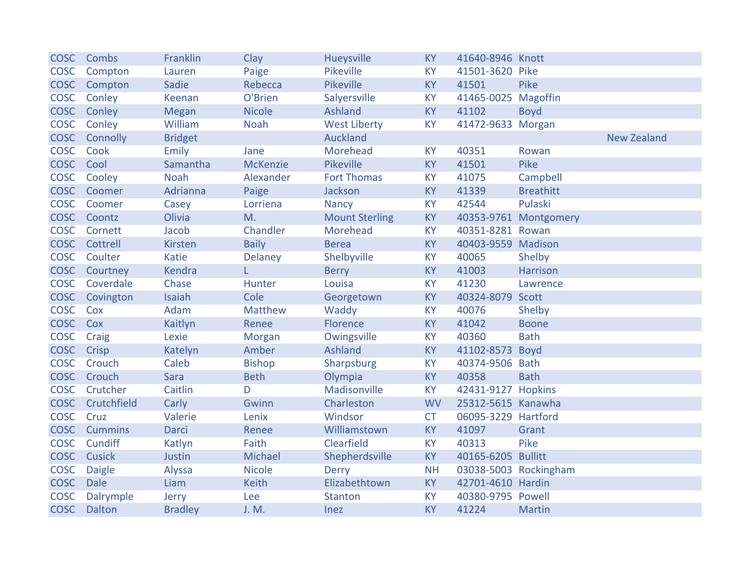| | | | | | | | | |
|---|---|---|---|---|---|---|---|---|
| COSC | Combs | Franklin | Clay | Hueysville | KY | 41640-8946 | Knott | |
| COSC | Compton | Lauren | Paige | Pikeville | KY | 41501-3620 | Pike | |
| COSC | Compton | Sadie | Rebecca | Pikeville | KY | 41501 | Pike | |
| COSC | Conley | Keenan | O'Brien | Salyersville | KY | 41465-0025 | Magoffin | |
| COSC | Conley | Megan | Nicole | Ashland | KY | 41102 | Boyd | |
| COSC | Conley | William | Noah | West Liberty | KY | 41472-9633 | Morgan | |
| COSC | Connolly | Bridget | | Auckland | | | | New Zealand |
| COSC | Cook | Emily | Jane | Morehead | KY | 40351 | Rowan | |
| COSC | Cool | Samantha | McKenzie | Pikeville | KY | 41501 | Pike | |
| COSC | Cooley | Noah | Alexander | Fort Thomas | KY | 41075 | Campbell | |
| COSC | Coomer | Adrianna | Paige | Jackson | KY | 41339 | Breathitt | |
| COSC | Coomer | Casey | Lorriena | Nancy | KY | 42544 | Pulaski | |
| COSC | Coontz | Olivia | M. | Mount Sterling | KY | 40353-9761 | Montgomery | |
| COSC | Cornett | Jacob | Chandler | Morehead | KY | 40351-8281 | Rowan | |
| COSC | Cottrell | Kirsten | Baily | Berea | KY | 40403-9559 | Madison | |
| COSC | Coulter | Katie | Delaney | Shelbyville | KY | 40065 | Shelby | |
| COSC | Courtney | Kendra | L | Berry | KY | 41003 | Harrison | |
| COSC | Coverdale | Chase | Hunter | Louisa | KY | 41230 | Lawrence | |
| COSC | Covington | Isaiah | Cole | Georgetown | KY | 40324-8079 | Scott | |
| COSC | Cox | Adam | Matthew | Waddy | KY | 40076 | Shelby | |
| COSC | Cox | Kaitlyn | Renee | Florence | KY | 41042 | Boone | |
| COSC | Craig | Lexie | Morgan | Owingsville | KY | 40360 | Bath | |
| COSC | Crisp | Katelyn | Amber | Ashland | KY | 41102-8573 | Boyd | |
| COSC | Crouch | Caleb | Bishop | Sharpsburg | KY | 40374-9506 | Bath | |
| COSC | Crouch | Sara | Beth | Olympia | KY | 40358 | Bath | |
| COSC | Crutcher | Caitlin | D | Madisonville | KY | 42431-9127 | Hopkins | |
| COSC | Crutchfield | Carly | Gwinn | Charleston | WV | 25312-5615 | Kanawha | |
| COSC | Cruz | Valerie | Lenix | Windsor | CT | 06095-3229 | Hartford | |
| COSC | Cummins | Darci | Renee | Williamstown | KY | 41097 | Grant | |
| COSC | Cundiff | Katlyn | Faith | Clearfield | KY | 40313 | Pike | |
| COSC | Cusick | Justin | Michael | Shepherdsville | KY | 40165-6205 | Bullitt | |
| COSC | Daigle | Alyssa | Nicole | Derry | NH | 03038-5003 | Rockingham | |
| COSC | Dale | Liam | Keith | Elizabethtown | KY | 42701-4610 | Hardin | |
| COSC | Dalrymple | Jerry | Lee | Stanton | KY | 40380-9795 | Powell | |
| COSC | Dalton | Bradley | J. M. | Inez | KY | 41224 | Martin | |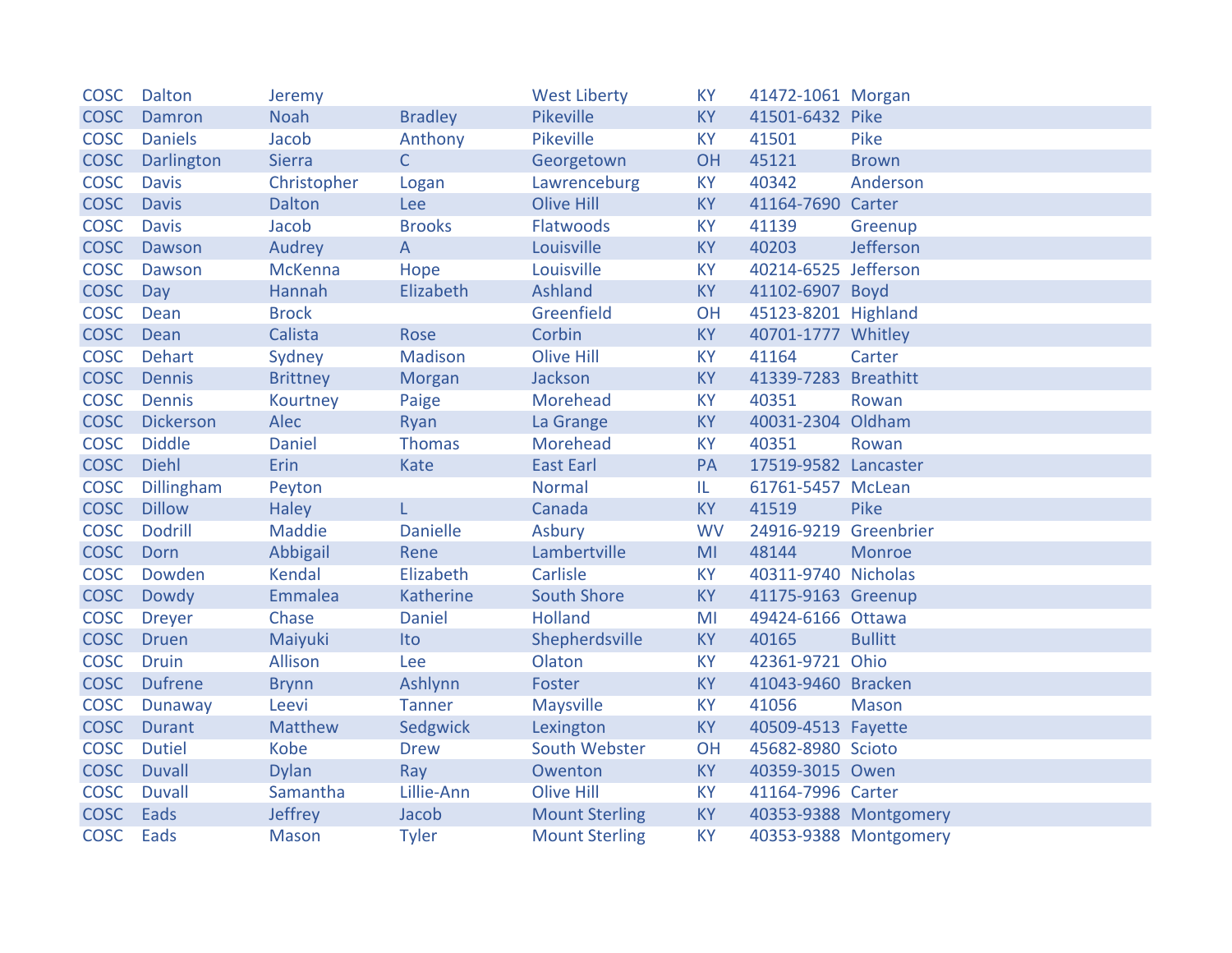| | | | | | | | |
|---|---|---|---|---|---|---|---|
| COSC | Dalton | Jeremy | | West Liberty | KY | 41472-1061 | Morgan |
| COSC | Damron | Noah | Bradley | Pikeville | KY | 41501-6432 | Pike |
| COSC | Daniels | Jacob | Anthony | Pikeville | KY | 41501 | Pike |
| COSC | Darlington | Sierra | C | Georgetown | OH | 45121 | Brown |
| COSC | Davis | Christopher | Logan | Lawrenceburg | KY | 40342 | Anderson |
| COSC | Davis | Dalton | Lee | Olive Hill | KY | 41164-7690 | Carter |
| COSC | Davis | Jacob | Brooks | Flatwoods | KY | 41139 | Greenup |
| COSC | Dawson | Audrey | A | Louisville | KY | 40203 | Jefferson |
| COSC | Dawson | McKenna | Hope | Louisville | KY | 40214-6525 | Jefferson |
| COSC | Day | Hannah | Elizabeth | Ashland | KY | 41102-6907 | Boyd |
| COSC | Dean | Brock | | Greenfield | OH | 45123-8201 | Highland |
| COSC | Dean | Calista | Rose | Corbin | KY | 40701-1777 | Whitley |
| COSC | Dehart | Sydney | Madison | Olive Hill | KY | 41164 | Carter |
| COSC | Dennis | Brittney | Morgan | Jackson | KY | 41339-7283 | Breathitt |
| COSC | Dennis | Kourtney | Paige | Morehead | KY | 40351 | Rowan |
| COSC | Dickerson | Alec | Ryan | La Grange | KY | 40031-2304 | Oldham |
| COSC | Diddle | Daniel | Thomas | Morehead | KY | 40351 | Rowan |
| COSC | Diehl | Erin | Kate | East Earl | PA | 17519-9582 | Lancaster |
| COSC | Dillingham | Peyton | | Normal | IL | 61761-5457 | McLean |
| COSC | Dillow | Haley | L | Canada | KY | 41519 | Pike |
| COSC | Dodrill | Maddie | Danielle | Asbury | WV | 24916-9219 | Greenbrier |
| COSC | Dorn | Abbigail | Rene | Lambertville | MI | 48144 | Monroe |
| COSC | Dowden | Kendal | Elizabeth | Carlisle | KY | 40311-9740 | Nicholas |
| COSC | Dowdy | Emmalea | Katherine | South Shore | KY | 41175-9163 | Greenup |
| COSC | Dreyer | Chase | Daniel | Holland | MI | 49424-6166 | Ottawa |
| COSC | Druen | Maiyuki | Ito | Shepherdsville | KY | 40165 | Bullitt |
| COSC | Druin | Allison | Lee | Olaton | KY | 42361-9721 | Ohio |
| COSC | Dufrene | Brynn | Ashlynn | Foster | KY | 41043-9460 | Bracken |
| COSC | Dunaway | Leevi | Tanner | Maysville | KY | 41056 | Mason |
| COSC | Durant | Matthew | Sedgwick | Lexington | KY | 40509-4513 | Fayette |
| COSC | Dutiel | Kobe | Drew | South Webster | OH | 45682-8980 | Scioto |
| COSC | Duvall | Dylan | Ray | Owenton | KY | 40359-3015 | Owen |
| COSC | Duvall | Samantha | Lillie-Ann | Olive Hill | KY | 41164-7996 | Carter |
| COSC | Eads | Jeffrey | Jacob | Mount Sterling | KY | 40353-9388 | Montgomery |
| COSC | Eads | Mason | Tyler | Mount Sterling | KY | 40353-9388 | Montgomery |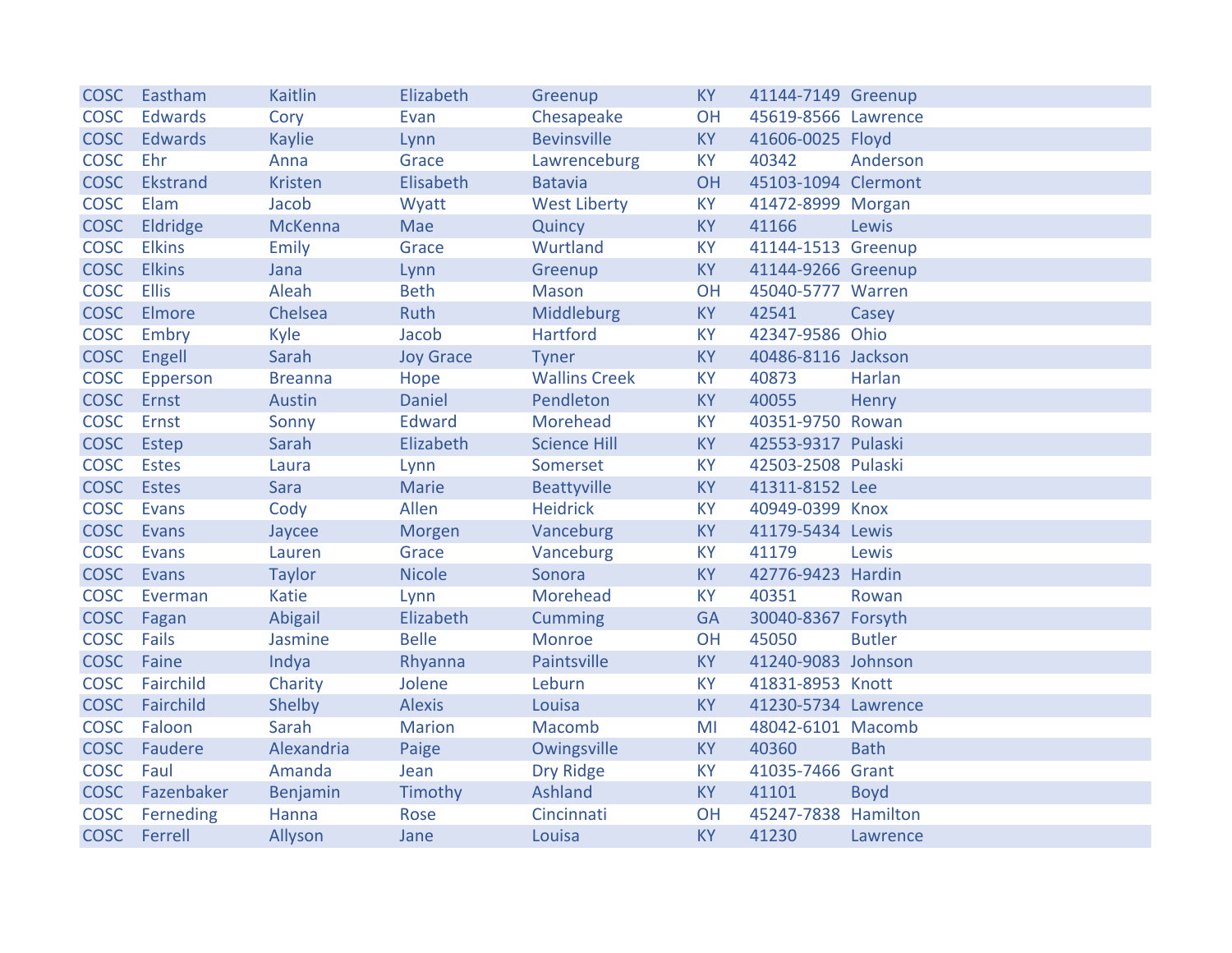| COSC | Eastham | Kaitlin | Elizabeth | Greenup | KY | 41144-7149 | Greenup |
|---|---|---|---|---|---|---|---|
| COSC | Edwards | Cory | Evan | Chesapeake | OH | 45619-8566 | Lawrence |
| COSC | Edwards | Kaylie | Lynn | Bevinsville | KY | 41606-0025 | Floyd |
| COSC | Ehr | Anna | Grace | Lawrenceburg | KY | 40342 | Anderson |
| COSC | Ekstrand | Kristen | Elisabeth | Batavia | OH | 45103-1094 | Clermont |
| COSC | Elam | Jacob | Wyatt | West Liberty | KY | 41472-8999 | Morgan |
| COSC | Eldridge | McKenna | Mae | Quincy | KY | 41166 | Lewis |
| COSC | Elkins | Emily | Grace | Wurtland | KY | 41144-1513 | Greenup |
| COSC | Elkins | Jana | Lynn | Greenup | KY | 41144-9266 | Greenup |
| COSC | Ellis | Aleah | Beth | Mason | OH | 45040-5777 | Warren |
| COSC | Elmore | Chelsea | Ruth | Middleburg | KY | 42541 | Casey |
| COSC | Embry | Kyle | Jacob | Hartford | KY | 42347-9586 | Ohio |
| COSC | Engell | Sarah | Joy Grace | Tyner | KY | 40486-8116 | Jackson |
| COSC | Epperson | Breanna | Hope | Wallins Creek | KY | 40873 | Harlan |
| COSC | Ernst | Austin | Daniel | Pendleton | KY | 40055 | Henry |
| COSC | Ernst | Sonny | Edward | Morehead | KY | 40351-9750 | Rowan |
| COSC | Estep | Sarah | Elizabeth | Science Hill | KY | 42553-9317 | Pulaski |
| COSC | Estes | Laura | Lynn | Somerset | KY | 42503-2508 | Pulaski |
| COSC | Estes | Sara | Marie | Beattyville | KY | 41311-8152 | Lee |
| COSC | Evans | Cody | Allen | Heidrick | KY | 40949-0399 | Knox |
| COSC | Evans | Jaycee | Morgen | Vanceburg | KY | 41179-5434 | Lewis |
| COSC | Evans | Lauren | Grace | Vanceburg | KY | 41179 | Lewis |
| COSC | Evans | Taylor | Nicole | Sonora | KY | 42776-9423 | Hardin |
| COSC | Everman | Katie | Lynn | Morehead | KY | 40351 | Rowan |
| COSC | Fagan | Abigail | Elizabeth | Cumming | GA | 30040-8367 | Forsyth |
| COSC | Fails | Jasmine | Belle | Monroe | OH | 45050 | Butler |
| COSC | Faine | Indya | Rhyanna | Paintsville | KY | 41240-9083 | Johnson |
| COSC | Fairchild | Charity | Jolene | Leburn | KY | 41831-8953 | Knott |
| COSC | Fairchild | Shelby | Alexis | Louisa | KY | 41230-5734 | Lawrence |
| COSC | Faloon | Sarah | Marion | Macomb | MI | 48042-6101 | Macomb |
| COSC | Faudere | Alexandria | Paige | Owingsville | KY | 40360 | Bath |
| COSC | Faul | Amanda | Jean | Dry Ridge | KY | 41035-7466 | Grant |
| COSC | Fazenbaker | Benjamin | Timothy | Ashland | KY | 41101 | Boyd |
| COSC | Ferneding | Hanna | Rose | Cincinnati | OH | 45247-7838 | Hamilton |
| COSC | Ferrell | Allyson | Jane | Louisa | KY | 41230 | Lawrence |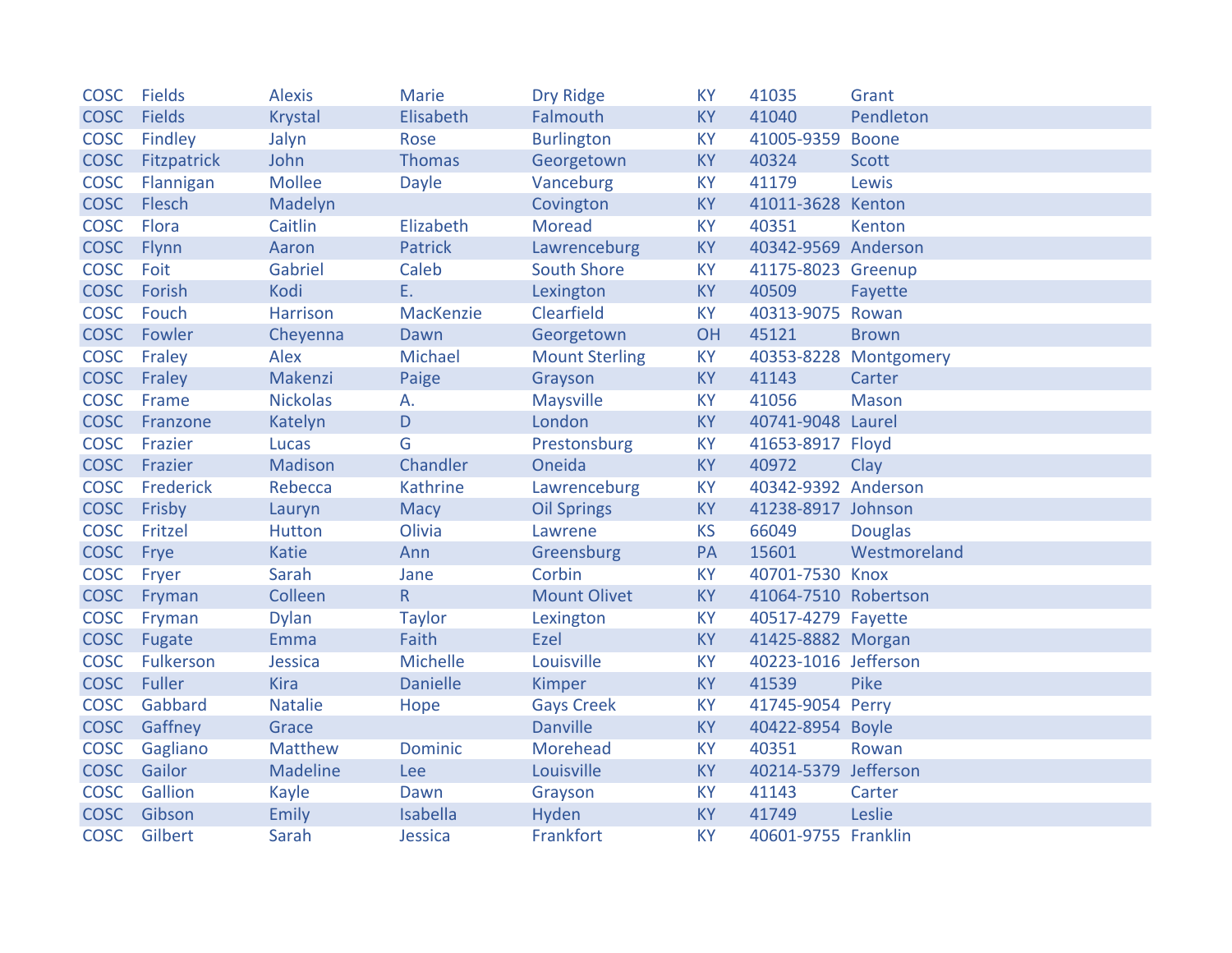| | | | | | | | |
|---|---|---|---|---|---|---|---|
| COSC | Fields | Alexis | Marie | Dry Ridge | KY | 41035 | Grant |
| COSC | Fields | Krystal | Elisabeth | Falmouth | KY | 41040 | Pendleton |
| COSC | Findley | Jalyn | Rose | Burlington | KY | 41005-9359 | Boone |
| COSC | Fitzpatrick | John | Thomas | Georgetown | KY | 40324 | Scott |
| COSC | Flannigan | Mollee | Dayle | Vanceburg | KY | 41179 | Lewis |
| COSC | Flesch | Madelyn | | Covington | KY | 41011-3628 | Kenton |
| COSC | Flora | Caitlin | Elizabeth | Moread | KY | 40351 | Kenton |
| COSC | Flynn | Aaron | Patrick | Lawrenceburg | KY | 40342-9569 | Anderson |
| COSC | Foit | Gabriel | Caleb | South Shore | KY | 41175-8023 | Greenup |
| COSC | Forish | Kodi | E. | Lexington | KY | 40509 | Fayette |
| COSC | Fouch | Harrison | MacKenzie | Clearfield | KY | 40313-9075 | Rowan |
| COSC | Fowler | Cheyenna | Dawn | Georgetown | OH | 45121 | Brown |
| COSC | Fraley | Alex | Michael | Mount Sterling | KY | 40353-8228 | Montgomery |
| COSC | Fraley | Makenzi | Paige | Grayson | KY | 41143 | Carter |
| COSC | Frame | Nickolas | A. | Maysville | KY | 41056 | Mason |
| COSC | Franzone | Katelyn | D | London | KY | 40741-9048 | Laurel |
| COSC | Frazier | Lucas | G | Prestonsburg | KY | 41653-8917 | Floyd |
| COSC | Frazier | Madison | Chandler | Oneida | KY | 40972 | Clay |
| COSC | Frederick | Rebecca | Kathrine | Lawrenceburg | KY | 40342-9392 | Anderson |
| COSC | Frisby | Lauryn | Macy | Oil Springs | KY | 41238-8917 | Johnson |
| COSC | Fritzel | Hutton | Olivia | Lawrene | KS | 66049 | Douglas |
| COSC | Frye | Katie | Ann | Greensburg | PA | 15601 | Westmoreland |
| COSC | Fryer | Sarah | Jane | Corbin | KY | 40701-7530 | Knox |
| COSC | Fryman | Colleen | R | Mount Olivet | KY | 41064-7510 | Robertson |
| COSC | Fryman | Dylan | Taylor | Lexington | KY | 40517-4279 | Fayette |
| COSC | Fugate | Emma | Faith | Ezel | KY | 41425-8882 | Morgan |
| COSC | Fulkerson | Jessica | Michelle | Louisville | KY | 40223-1016 | Jefferson |
| COSC | Fuller | Kira | Danielle | Kimper | KY | 41539 | Pike |
| COSC | Gabbard | Natalie | Hope | Gays Creek | KY | 41745-9054 | Perry |
| COSC | Gaffney | Grace | | Danville | KY | 40422-8954 | Boyle |
| COSC | Gagliano | Matthew | Dominic | Morehead | KY | 40351 | Rowan |
| COSC | Gailor | Madeline | Lee | Louisville | KY | 40214-5379 | Jefferson |
| COSC | Gallion | Kayle | Dawn | Grayson | KY | 41143 | Carter |
| COSC | Gibson | Emily | Isabella | Hyden | KY | 41749 | Leslie |
| COSC | Gilbert | Sarah | Jessica | Frankfort | KY | 40601-9755 | Franklin |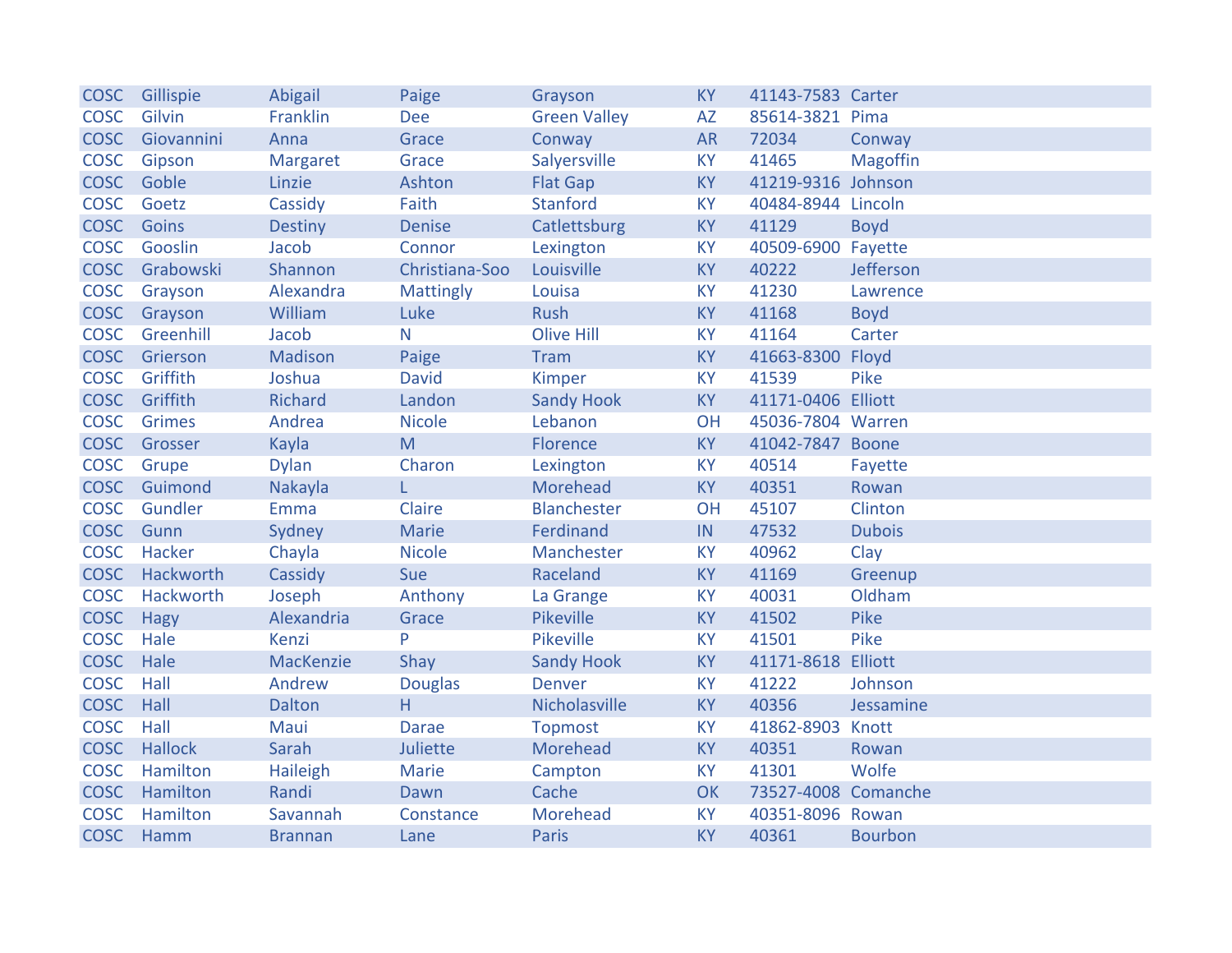| COSC | Gillispie | Abigail | Paige | Grayson | KY | 41143-7583 | Carter |
|---|---|---|---|---|---|---|---|
| COSC | Gilvin | Franklin | Dee | Green Valley | AZ | 85614-3821 | Pima |
| COSC | Giovannini | Anna | Grace | Conway | AR | 72034 | Conway |
| COSC | Gipson | Margaret | Grace | Salyersville | KY | 41465 | Magoffin |
| COSC | Goble | Linzie | Ashton | Flat Gap | KY | 41219-9316 | Johnson |
| COSC | Goetz | Cassidy | Faith | Stanford | KY | 40484-8944 | Lincoln |
| COSC | Goins | Destiny | Denise | Catlettsburg | KY | 41129 | Boyd |
| COSC | Gooslin | Jacob | Connor | Lexington | KY | 40509-6900 | Fayette |
| COSC | Grabowski | Shannon | Christiana-Soo | Louisville | KY | 40222 | Jefferson |
| COSC | Grayson | Alexandra | Mattingly | Louisa | KY | 41230 | Lawrence |
| COSC | Grayson | William | Luke | Rush | KY | 41168 | Boyd |
| COSC | Greenhill | Jacob | N | Olive Hill | KY | 41164 | Carter |
| COSC | Grierson | Madison | Paige | Tram | KY | 41663-8300 | Floyd |
| COSC | Griffith | Joshua | David | Kimper | KY | 41539 | Pike |
| COSC | Griffith | Richard | Landon | Sandy Hook | KY | 41171-0406 | Elliott |
| COSC | Grimes | Andrea | Nicole | Lebanon | OH | 45036-7804 | Warren |
| COSC | Grosser | Kayla | M | Florence | KY | 41042-7847 | Boone |
| COSC | Grupe | Dylan | Charon | Lexington | KY | 40514 | Fayette |
| COSC | Guimond | Nakayla | L | Morehead | KY | 40351 | Rowan |
| COSC | Gundler | Emma | Claire | Blanchester | OH | 45107 | Clinton |
| COSC | Gunn | Sydney | Marie | Ferdinand | IN | 47532 | Dubois |
| COSC | Hacker | Chayla | Nicole | Manchester | KY | 40962 | Clay |
| COSC | Hackworth | Cassidy | Sue | Raceland | KY | 41169 | Greenup |
| COSC | Hackworth | Joseph | Anthony | La Grange | KY | 40031 | Oldham |
| COSC | Hagy | Alexandria | Grace | Pikeville | KY | 41502 | Pike |
| COSC | Hale | Kenzi | P | Pikeville | KY | 41501 | Pike |
| COSC | Hale | MacKenzie | Shay | Sandy Hook | KY | 41171-8618 | Elliott |
| COSC | Hall | Andrew | Douglas | Denver | KY | 41222 | Johnson |
| COSC | Hall | Dalton | H | Nicholasville | KY | 40356 | Jessamine |
| COSC | Hall | Maui | Darae | Topmost | KY | 41862-8903 | Knott |
| COSC | Hallock | Sarah | Juliette | Morehead | KY | 40351 | Rowan |
| COSC | Hamilton | Haileigh | Marie | Campton | KY | 41301 | Wolfe |
| COSC | Hamilton | Randi | Dawn | Cache | OK | 73527-4008 | Comanche |
| COSC | Hamilton | Savannah | Constance | Morehead | KY | 40351-8096 | Rowan |
| COSC | Hamm | Brannan | Lane | Paris | KY | 40361 | Bourbon |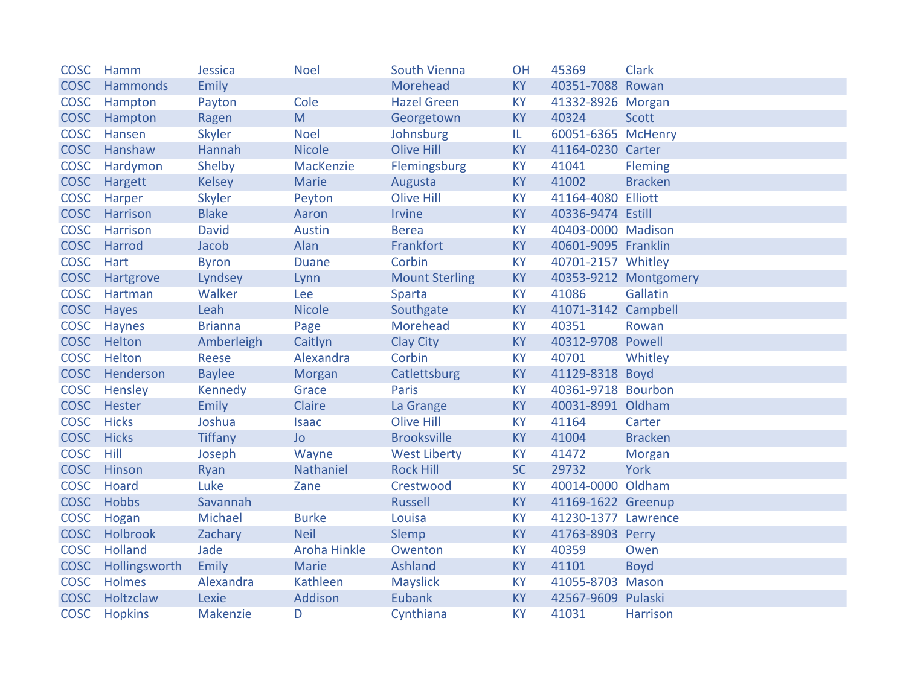| COSC | Hamm | Jessica | Noel | South Vienna | OH | 45369 | Clark |
|---|---|---|---|---|---|---|---|
| COSC | Hammonds | Emily | | Morehead | KY | 40351-7088 | Rowan |
| COSC | Hampton | Payton | Cole | Hazel Green | KY | 41332-8926 | Morgan |
| COSC | Hampton | Ragen | M | Georgetown | KY | 40324 | Scott |
| COSC | Hansen | Skyler | Noel | Johnsburg | IL | 60051-6365 | McHenry |
| COSC | Hanshaw | Hannah | Nicole | Olive Hill | KY | 41164-0230 | Carter |
| COSC | Hardymon | Shelby | MacKenzie | Flemingsburg | KY | 41041 | Fleming |
| COSC | Hargett | Kelsey | Marie | Augusta | KY | 41002 | Bracken |
| COSC | Harper | Skyler | Peyton | Olive Hill | KY | 41164-4080 | Elliott |
| COSC | Harrison | Blake | Aaron | Irvine | KY | 40336-9474 | Estill |
| COSC | Harrison | David | Austin | Berea | KY | 40403-0000 | Madison |
| COSC | Harrod | Jacob | Alan | Frankfort | KY | 40601-9095 | Franklin |
| COSC | Hart | Byron | Duane | Corbin | KY | 40701-2157 | Whitley |
| COSC | Hartgrove | Lyndsey | Lynn | Mount Sterling | KY | 40353-9212 | Montgomery |
| COSC | Hartman | Walker | Lee | Sparta | KY | 41086 | Gallatin |
| COSC | Hayes | Leah | Nicole | Southgate | KY | 41071-3142 | Campbell |
| COSC | Haynes | Brianna | Page | Morehead | KY | 40351 | Rowan |
| COSC | Helton | Amberleigh | Caitlyn | Clay City | KY | 40312-9708 | Powell |
| COSC | Helton | Reese | Alexandra | Corbin | KY | 40701 | Whitley |
| COSC | Henderson | Baylee | Morgan | Catlettsburg | KY | 41129-8318 | Boyd |
| COSC | Hensley | Kennedy | Grace | Paris | KY | 40361-9718 | Bourbon |
| COSC | Hester | Emily | Claire | La Grange | KY | 40031-8991 | Oldham |
| COSC | Hicks | Joshua | Isaac | Olive Hill | KY | 41164 | Carter |
| COSC | Hicks | Tiffany | Jo | Brooksville | KY | 41004 | Bracken |
| COSC | Hill | Joseph | Wayne | West Liberty | KY | 41472 | Morgan |
| COSC | Hinson | Ryan | Nathaniel | Rock Hill | SC | 29732 | York |
| COSC | Hoard | Luke | Zane | Crestwood | KY | 40014-0000 | Oldham |
| COSC | Hobbs | Savannah | | Russell | KY | 41169-1622 | Greenup |
| COSC | Hogan | Michael | Burke | Louisa | KY | 41230-1377 | Lawrence |
| COSC | Holbrook | Zachary | Neil | Slemp | KY | 41763-8903 | Perry |
| COSC | Holland | Jade | Aroha Hinkle | Owenton | KY | 40359 | Owen |
| COSC | Hollingsworth | Emily | Marie | Ashland | KY | 41101 | Boyd |
| COSC | Holmes | Alexandra | Kathleen | Mayslick | KY | 41055-8703 | Mason |
| COSC | Holtzclaw | Lexie | Addison | Eubank | KY | 42567-9609 | Pulaski |
| COSC | Hopkins | Makenzie | D | Cynthiana | KY | 41031 | Harrison |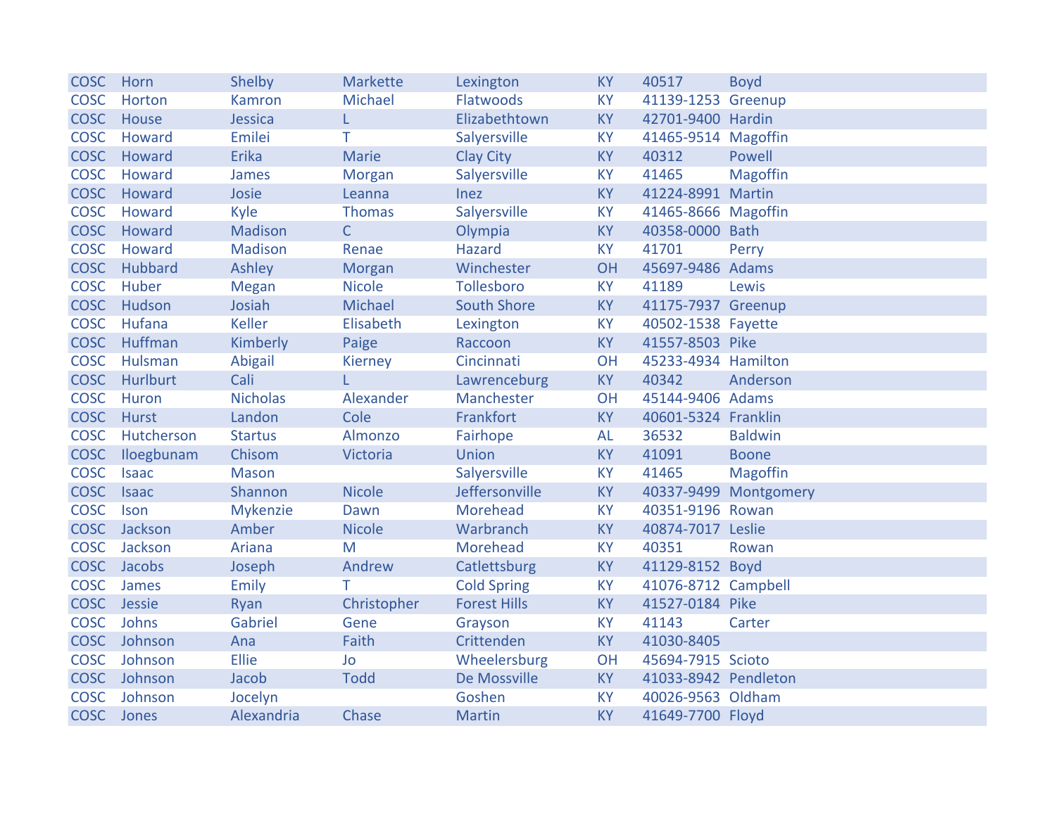| | | | | | | | |
|---|---|---|---|---|---|---|---|
| COSC | Horn | Shelby | Markette | Lexington | KY | 40517 | Boyd |
| COSC | Horton | Kamron | Michael | Flatwoods | KY | 41139-1253 | Greenup |
| COSC | House | Jessica | L | Elizabethtown | KY | 42701-9400 | Hardin |
| COSC | Howard | Emilei | T | Salyersville | KY | 41465-9514 | Magoffin |
| COSC | Howard | Erika | Marie | Clay City | KY | 40312 | Powell |
| COSC | Howard | James | Morgan | Salyersville | KY | 41465 | Magoffin |
| COSC | Howard | Josie | Leanna | Inez | KY | 41224-8991 | Martin |
| COSC | Howard | Kyle | Thomas | Salyersville | KY | 41465-8666 | Magoffin |
| COSC | Howard | Madison | C | Olympia | KY | 40358-0000 | Bath |
| COSC | Howard | Madison | Renae | Hazard | KY | 41701 | Perry |
| COSC | Hubbard | Ashley | Morgan | Winchester | OH | 45697-9486 | Adams |
| COSC | Huber | Megan | Nicole | Tollesboro | KY | 41189 | Lewis |
| COSC | Hudson | Josiah | Michael | South Shore | KY | 41175-7937 | Greenup |
| COSC | Hufana | Keller | Elisabeth | Lexington | KY | 40502-1538 | Fayette |
| COSC | Huffman | Kimberly | Paige | Raccoon | KY | 41557-8503 | Pike |
| COSC | Hulsman | Abigail | Kierney | Cincinnati | OH | 45233-4934 | Hamilton |
| COSC | Hurlburt | Cali | L | Lawrenceburg | KY | 40342 | Anderson |
| COSC | Huron | Nicholas | Alexander | Manchester | OH | 45144-9406 | Adams |
| COSC | Hurst | Landon | Cole | Frankfort | KY | 40601-5324 | Franklin |
| COSC | Hutcherson | Startus | Almonzo | Fairhope | AL | 36532 | Baldwin |
| COSC | Iloegbunam | Chisom | Victoria | Union | KY | 41091 | Boone |
| COSC | Isaac | Mason | | Salyersville | KY | 41465 | Magoffin |
| COSC | Isaac | Shannon | Nicole | Jeffersonville | KY | 40337-9499 | Montgomery |
| COSC | Ison | Mykenzie | Dawn | Morehead | KY | 40351-9196 | Rowan |
| COSC | Jackson | Amber | Nicole | Warbranch | KY | 40874-7017 | Leslie |
| COSC | Jackson | Ariana | M | Morehead | KY | 40351 | Rowan |
| COSC | Jacobs | Joseph | Andrew | Catlettsburg | KY | 41129-8152 | Boyd |
| COSC | James | Emily | T | Cold Spring | KY | 41076-8712 | Campbell |
| COSC | Jessie | Ryan | Christopher | Forest Hills | KY | 41527-0184 | Pike |
| COSC | Johns | Gabriel | Gene | Grayson | KY | 41143 | Carter |
| COSC | Johnson | Ana | Faith | Crittenden | KY | 41030-8405 | |
| COSC | Johnson | Ellie | Jo | Wheelersburg | OH | 45694-7915 | Scioto |
| COSC | Johnson | Jacob | Todd | De Mossville | KY | 41033-8942 | Pendleton |
| COSC | Johnson | Jocelyn | | Goshen | KY | 40026-9563 | Oldham |
| COSC | Jones | Alexandria | Chase | Martin | KY | 41649-7700 | Floyd |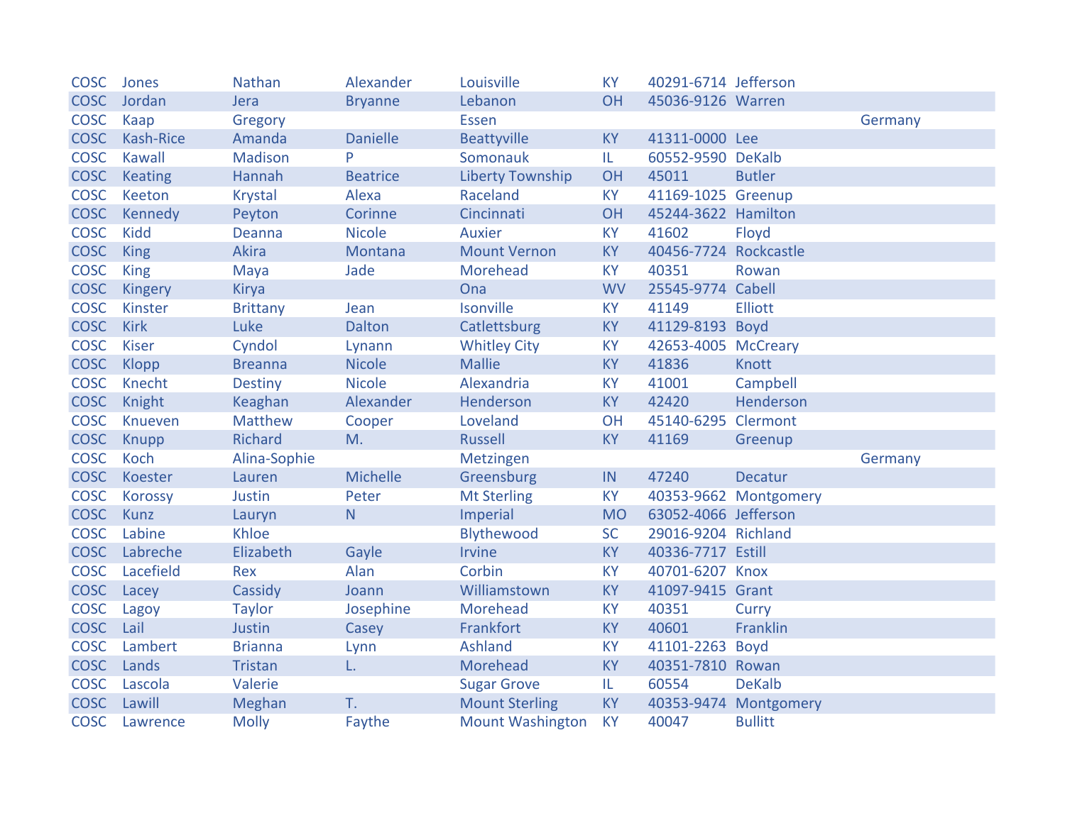| | | | | | | | | |
|---|---|---|---|---|---|---|---|---|
| COSC | Jones | Nathan | Alexander | Louisville | KY | 40291-6714 | Jefferson | |
| COSC | Jordan | Jera | Bryanne | Lebanon | OH | 45036-9126 | Warren | |
| COSC | Kaap | Gregory | | Essen | | | | Germany |
| COSC | Kash-Rice | Amanda | Danielle | Beattyville | KY | 41311-0000 | Lee | |
| COSC | Kawall | Madison | P | Somonauk | IL | 60552-9590 | DeKalb | |
| COSC | Keating | Hannah | Beatrice | Liberty Township | OH | 45011 | Butler | |
| COSC | Keeton | Krystal | Alexa | Raceland | KY | 41169-1025 | Greenup | |
| COSC | Kennedy | Peyton | Corinne | Cincinnati | OH | 45244-3622 | Hamilton | |
| COSC | Kidd | Deanna | Nicole | Auxier | KY | 41602 | Floyd | |
| COSC | King | Akira | Montana | Mount Vernon | KY | 40456-7724 | Rockcastle | |
| COSC | King | Maya | Jade | Morehead | KY | 40351 | Rowan | |
| COSC | Kingery | Kirya | | Ona | WV | 25545-9774 | Cabell | |
| COSC | Kinster | Brittany | Jean | Isonville | KY | 41149 | Elliott | |
| COSC | Kirk | Luke | Dalton | Catlettsburg | KY | 41129-8193 | Boyd | |
| COSC | Kiser | Cyndol | Lynann | Whitley City | KY | 42653-4005 | McCreary | |
| COSC | Klopp | Breanna | Nicole | Mallie | KY | 41836 | Knott | |
| COSC | Knecht | Destiny | Nicole | Alexandria | KY | 41001 | Campbell | |
| COSC | Knight | Keaghan | Alexander | Henderson | KY | 42420 | Henderson | |
| COSC | Knueven | Matthew | Cooper | Loveland | OH | 45140-6295 | Clermont | |
| COSC | Knupp | Richard | M. | Russell | KY | 41169 | Greenup | |
| COSC | Koch | Alina-Sophie | | Metzingen | | | | Germany |
| COSC | Koester | Lauren | Michelle | Greensburg | IN | 47240 | Decatur | |
| COSC | Korossy | Justin | Peter | Mt Sterling | KY | 40353-9662 | Montgomery | |
| COSC | Kunz | Lauryn | N | Imperial | MO | 63052-4066 | Jefferson | |
| COSC | Labine | Khloe | | Blythewood | SC | 29016-9204 | Richland | |
| COSC | Labreche | Elizabeth | Gayle | Irvine | KY | 40336-7717 | Estill | |
| COSC | Lacefield | Rex | Alan | Corbin | KY | 40701-6207 | Knox | |
| COSC | Lacey | Cassidy | Joann | Williamstown | KY | 41097-9415 | Grant | |
| COSC | Lagoy | Taylor | Josephine | Morehead | KY | 40351 | Curry | |
| COSC | Lail | Justin | Casey | Frankfort | KY | 40601 | Franklin | |
| COSC | Lambert | Brianna | Lynn | Ashland | KY | 41101-2263 | Boyd | |
| COSC | Lands | Tristan | L. | Morehead | KY | 40351-7810 | Rowan | |
| COSC | Lascola | Valerie | | Sugar Grove | IL | 60554 | DeKalb | |
| COSC | Lawill | Meghan | T. | Mount Sterling | KY | 40353-9474 | Montgomery | |
| COSC | Lawrence | Molly | Faythe | Mount Washington | KY | 40047 | Bullitt | |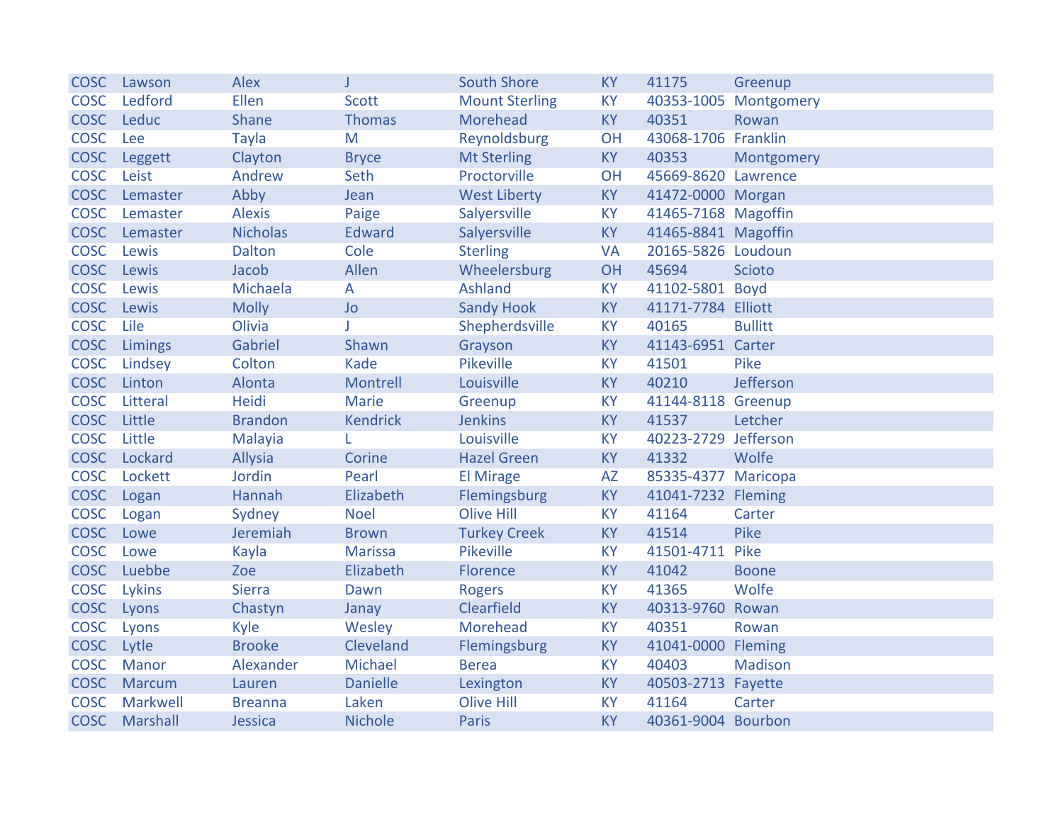| COSC | Lawson | Alex | J | South Shore | KY | 41175 | Greenup |
|---|---|---|---|---|---|---|---|
| COSC | Ledford | Ellen | Scott | Mount Sterling | KY | 40353-1005 | Montgomery |
| COSC | Leduc | Shane | Thomas | Morehead | KY | 40351 | Rowan |
| COSC | Lee | Tayla | M | Reynoldsburg | OH | 43068-1706 | Franklin |
| COSC | Leggett | Clayton | Bryce | Mt Sterling | KY | 40353 | Montgomery |
| COSC | Leist | Andrew | Seth | Proctorville | OH | 45669-8620 | Lawrence |
| COSC | Lemaster | Abby | Jean | West Liberty | KY | 41472-0000 | Morgan |
| COSC | Lemaster | Alexis | Paige | Salyersville | KY | 41465-7168 | Magoffin |
| COSC | Lemaster | Nicholas | Edward | Salyersville | KY | 41465-8841 | Magoffin |
| COSC | Lewis | Dalton | Cole | Sterling | VA | 20165-5826 | Loudoun |
| COSC | Lewis | Jacob | Allen | Wheelersburg | OH | 45694 | Scioto |
| COSC | Lewis | Michaela | A | Ashland | KY | 41102-5801 | Boyd |
| COSC | Lewis | Molly | Jo | Sandy Hook | KY | 41171-7784 | Elliott |
| COSC | Lile | Olivia | J | Shepherdsville | KY | 40165 | Bullitt |
| COSC | Limings | Gabriel | Shawn | Grayson | KY | 41143-6951 | Carter |
| COSC | Lindsey | Colton | Kade | Pikeville | KY | 41501 | Pike |
| COSC | Linton | Alonta | Montrell | Louisville | KY | 40210 | Jefferson |
| COSC | Litteral | Heidi | Marie | Greenup | KY | 41144-8118 | Greenup |
| COSC | Little | Brandon | Kendrick | Jenkins | KY | 41537 | Letcher |
| COSC | Little | Malayia | L | Louisville | KY | 40223-2729 | Jefferson |
| COSC | Lockard | Allysia | Corine | Hazel Green | KY | 41332 | Wolfe |
| COSC | Lockett | Jordin | Pearl | El Mirage | AZ | 85335-4377 | Maricopa |
| COSC | Logan | Hannah | Elizabeth | Flemingsburg | KY | 41041-7232 | Fleming |
| COSC | Logan | Sydney | Noel | Olive Hill | KY | 41164 | Carter |
| COSC | Lowe | Jeremiah | Brown | Turkey Creek | KY | 41514 | Pike |
| COSC | Lowe | Kayla | Marissa | Pikeville | KY | 41501-4711 | Pike |
| COSC | Luebbe | Zoe | Elizabeth | Florence | KY | 41042 | Boone |
| COSC | Lykins | Sierra | Dawn | Rogers | KY | 41365 | Wolfe |
| COSC | Lyons | Chastyn | Janay | Clearfield | KY | 40313-9760 | Rowan |
| COSC | Lyons | Kyle | Wesley | Morehead | KY | 40351 | Rowan |
| COSC | Lytle | Brooke | Cleveland | Flemingsburg | KY | 41041-0000 | Fleming |
| COSC | Manor | Alexander | Michael | Berea | KY | 40403 | Madison |
| COSC | Marcum | Lauren | Danielle | Lexington | KY | 40503-2713 | Fayette |
| COSC | Markwell | Breanna | Laken | Olive Hill | KY | 41164 | Carter |
| COSC | Marshall | Jessica | Nichole | Paris | KY | 40361-9004 | Bourbon |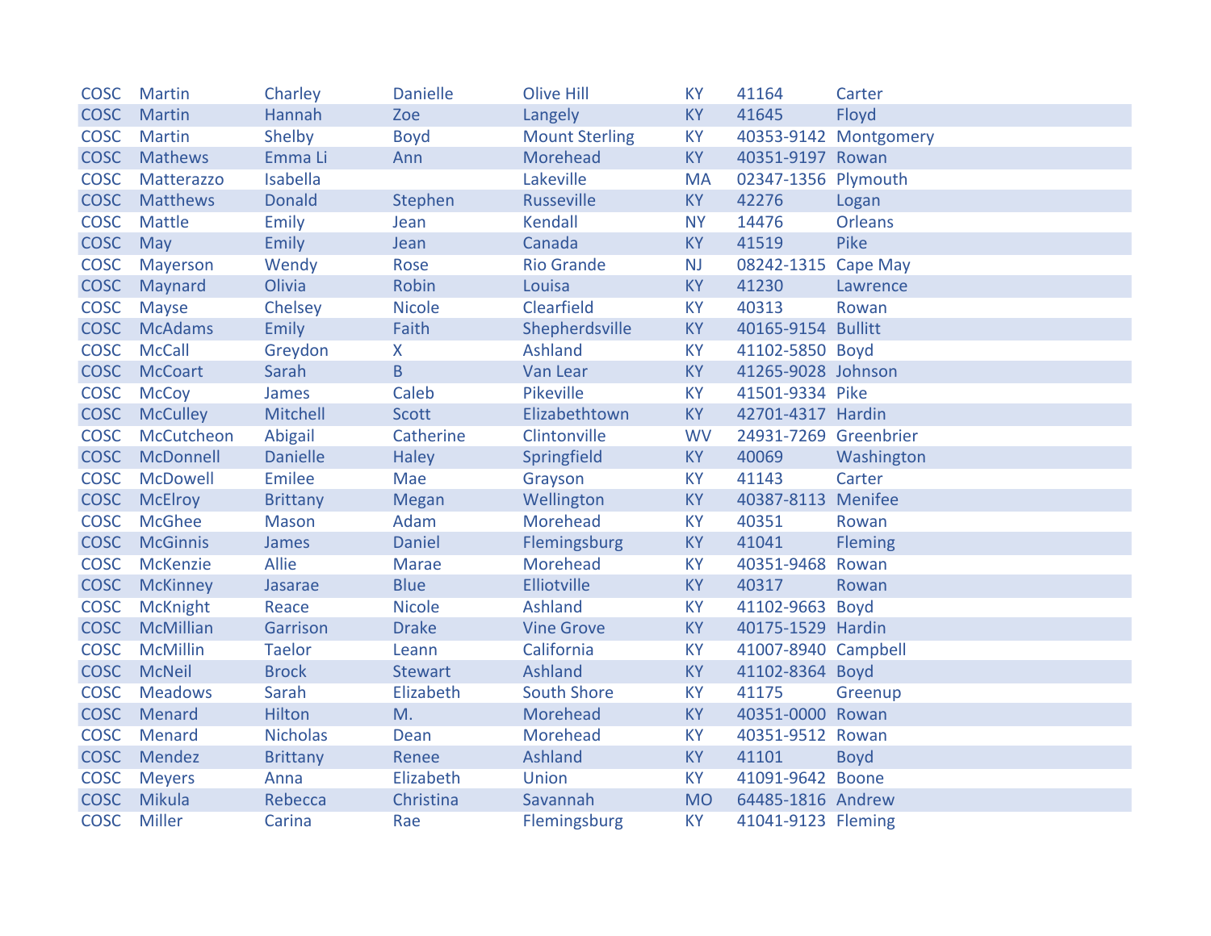| COSC | Martin | Charley | Danielle | Olive Hill | KY | 41164 | Carter |
|---|---|---|---|---|---|---|---|
| COSC | Martin | Hannah | Zoe | Langely | KY | 41645 | Floyd |
| COSC | Martin | Shelby | Boyd | Mount Sterling | KY | 40353-9142 | Montgomery |
| COSC | Mathews | Emma Li | Ann | Morehead | KY | 40351-9197 | Rowan |
| COSC | Matterazzo | Isabella | | Lakeville | MA | 02347-1356 | Plymouth |
| COSC | Matthews | Donald | Stephen | Russeville | KY | 42276 | Logan |
| COSC | Mattle | Emily | Jean | Kendall | NY | 14476 | Orleans |
| COSC | May | Emily | Jean | Canada | KY | 41519 | Pike |
| COSC | Mayerson | Wendy | Rose | Rio Grande | NJ | 08242-1315 | Cape May |
| COSC | Maynard | Olivia | Robin | Louisa | KY | 41230 | Lawrence |
| COSC | Mayse | Chelsey | Nicole | Clearfield | KY | 40313 | Rowan |
| COSC | McAdams | Emily | Faith | Shepherdsville | KY | 40165-9154 | Bullitt |
| COSC | McCall | Greydon | X | Ashland | KY | 41102-5850 | Boyd |
| COSC | McCoart | Sarah | B | Van Lear | KY | 41265-9028 | Johnson |
| COSC | McCoy | James | Caleb | Pikeville | KY | 41501-9334 | Pike |
| COSC | McCulley | Mitchell | Scott | Elizabethtown | KY | 42701-4317 | Hardin |
| COSC | McCutcheon | Abigail | Catherine | Clintonville | WV | 24931-7269 | Greenbrier |
| COSC | McDonnell | Danielle | Haley | Springfield | KY | 40069 | Washington |
| COSC | McDowell | Emilee | Mae | Grayson | KY | 41143 | Carter |
| COSC | McElroy | Brittany | Megan | Wellington | KY | 40387-8113 | Menifee |
| COSC | McGhee | Mason | Adam | Morehead | KY | 40351 | Rowan |
| COSC | McGinnis | James | Daniel | Flemingsburg | KY | 41041 | Fleming |
| COSC | McKenzie | Allie | Marae | Morehead | KY | 40351-9468 | Rowan |
| COSC | McKinney | Jasarae | Blue | Elliotville | KY | 40317 | Rowan |
| COSC | McKnight | Reace | Nicole | Ashland | KY | 41102-9663 | Boyd |
| COSC | McMillian | Garrison | Drake | Vine Grove | KY | 40175-1529 | Hardin |
| COSC | McMillin | Taelor | Leann | California | KY | 41007-8940 | Campbell |
| COSC | McNeil | Brock | Stewart | Ashland | KY | 41102-8364 | Boyd |
| COSC | Meadows | Sarah | Elizabeth | South Shore | KY | 41175 | Greenup |
| COSC | Menard | Hilton | M. | Morehead | KY | 40351-0000 | Rowan |
| COSC | Menard | Nicholas | Dean | Morehead | KY | 40351-9512 | Rowan |
| COSC | Mendez | Brittany | Renee | Ashland | KY | 41101 | Boyd |
| COSC | Meyers | Anna | Elizabeth | Union | KY | 41091-9642 | Boone |
| COSC | Mikula | Rebecca | Christina | Savannah | MO | 64485-1816 | Andrew |
| COSC | Miller | Carina | Rae | Flemingsburg | KY | 41041-9123 | Fleming |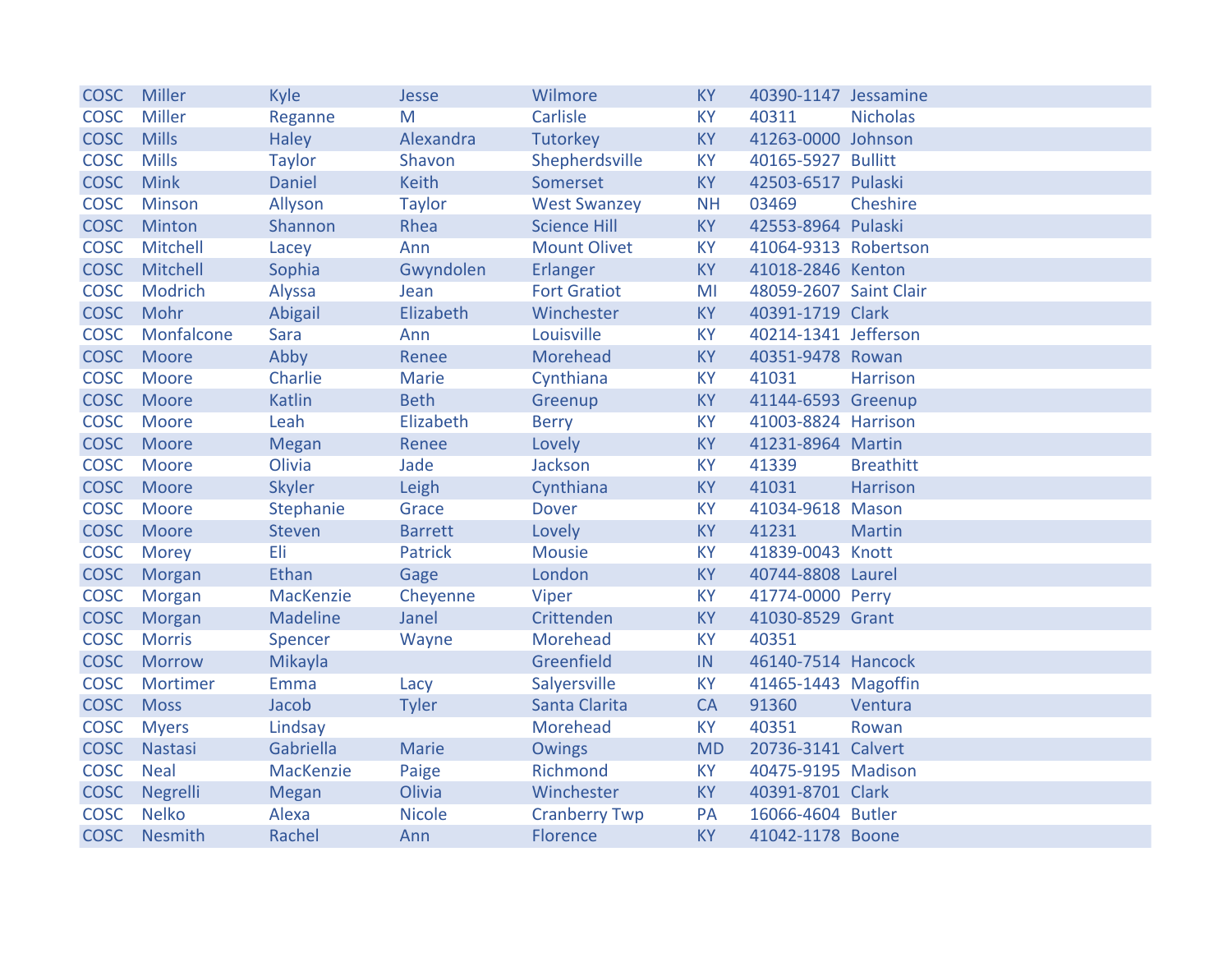| | | | | | | | |
|---|---|---|---|---|---|---|---|
| COSC | Miller | Kyle | Jesse | Wilmore | KY | 40390-1147 | Jessamine |
| COSC | Miller | Reganne | M | Carlisle | KY | 40311 | Nicholas |
| COSC | Mills | Haley | Alexandra | Tutorkey | KY | 41263-0000 | Johnson |
| COSC | Mills | Taylor | Shavon | Shepherdsville | KY | 40165-5927 | Bullitt |
| COSC | Mink | Daniel | Keith | Somerset | KY | 42503-6517 | Pulaski |
| COSC | Minson | Allyson | Taylor | West Swanzey | NH | 03469 | Cheshire |
| COSC | Minton | Shannon | Rhea | Science Hill | KY | 42553-8964 | Pulaski |
| COSC | Mitchell | Lacey | Ann | Mount Olivet | KY | 41064-9313 | Robertson |
| COSC | Mitchell | Sophia | Gwyndolen | Erlanger | KY | 41018-2846 | Kenton |
| COSC | Modrich | Alyssa | Jean | Fort Gratiot | MI | 48059-2607 | Saint Clair |
| COSC | Mohr | Abigail | Elizabeth | Winchester | KY | 40391-1719 | Clark |
| COSC | Monfalcone | Sara | Ann | Louisville | KY | 40214-1341 | Jefferson |
| COSC | Moore | Abby | Renee | Morehead | KY | 40351-9478 | Rowan |
| COSC | Moore | Charlie | Marie | Cynthiana | KY | 41031 | Harrison |
| COSC | Moore | Katlin | Beth | Greenup | KY | 41144-6593 | Greenup |
| COSC | Moore | Leah | Elizabeth | Berry | KY | 41003-8824 | Harrison |
| COSC | Moore | Megan | Renee | Lovely | KY | 41231-8964 | Martin |
| COSC | Moore | Olivia | Jade | Jackson | KY | 41339 | Breathitt |
| COSC | Moore | Skyler | Leigh | Cynthiana | KY | 41031 | Harrison |
| COSC | Moore | Stephanie | Grace | Dover | KY | 41034-9618 | Mason |
| COSC | Moore | Steven | Barrett | Lovely | KY | 41231 | Martin |
| COSC | Morey | Eli | Patrick | Mousie | KY | 41839-0043 | Knott |
| COSC | Morgan | Ethan | Gage | London | KY | 40744-8808 | Laurel |
| COSC | Morgan | MacKenzie | Cheyenne | Viper | KY | 41774-0000 | Perry |
| COSC | Morgan | Madeline | Janel | Crittenden | KY | 41030-8529 | Grant |
| COSC | Morris | Spencer | Wayne | Morehead | KY | 40351 | |
| COSC | Morrow | Mikayla | | Greenfield | IN | 46140-7514 | Hancock |
| COSC | Mortimer | Emma | Lacy | Salyersville | KY | 41465-1443 | Magoffin |
| COSC | Moss | Jacob | Tyler | Santa Clarita | CA | 91360 | Ventura |
| COSC | Myers | Lindsay | | Morehead | KY | 40351 | Rowan |
| COSC | Nastasi | Gabriella | Marie | Owings | MD | 20736-3141 | Calvert |
| COSC | Neal | MacKenzie | Paige | Richmond | KY | 40475-9195 | Madison |
| COSC | Negrelli | Megan | Olivia | Winchester | KY | 40391-8701 | Clark |
| COSC | Nelko | Alexa | Nicole | Cranberry Twp | PA | 16066-4604 | Butler |
| COSC | Nesmith | Rachel | Ann | Florence | KY | 41042-1178 | Boone |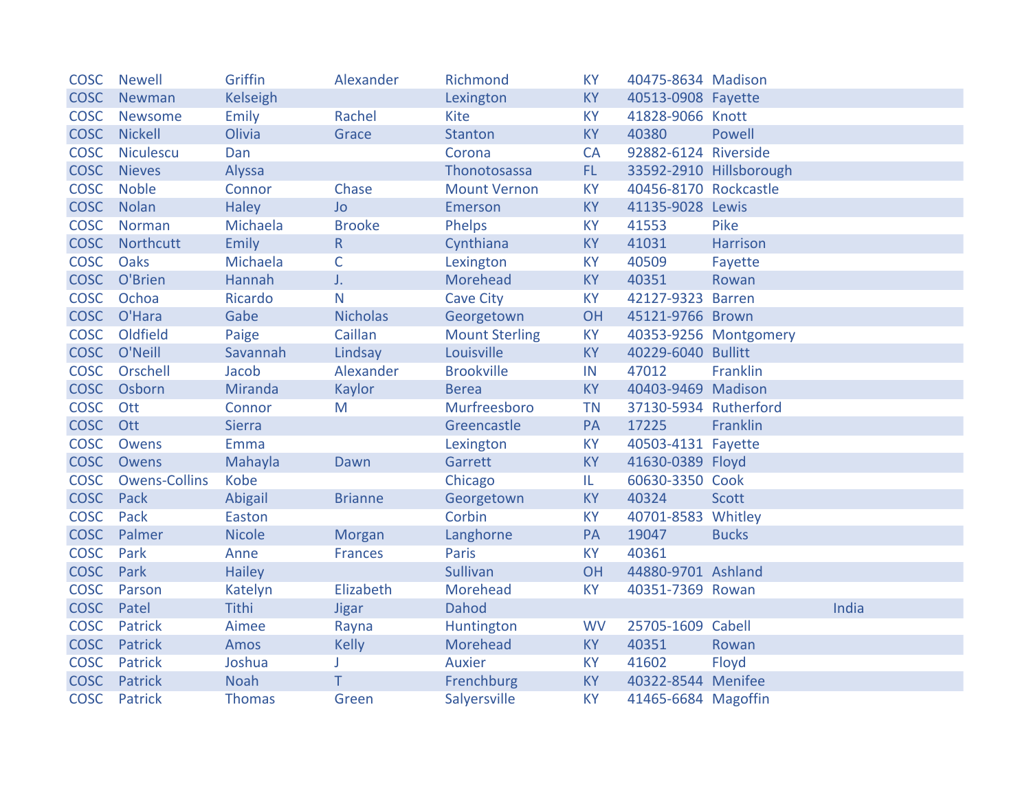| | | | | | | | | |
|---|---|---|---|---|---|---|---|---|
| COSC | Newell | Griffin | Alexander | Richmond | KY | 40475-8634 | Madison | |
| COSC | Newman | Kelseigh | | Lexington | KY | 40513-0908 | Fayette | |
| COSC | Newsome | Emily | Rachel | Kite | KY | 41828-9066 | Knott | |
| COSC | Nickell | Olivia | Grace | Stanton | KY | 40380 | Powell | |
| COSC | Niculescu | Dan | | Corona | CA | 92882-6124 | Riverside | |
| COSC | Nieves | Alyssa | | Thonotosassa | FL | 33592-2910 | Hillsborough | |
| COSC | Noble | Connor | Chase | Mount Vernon | KY | 40456-8170 | Rockcastle | |
| COSC | Nolan | Haley | Jo | Emerson | KY | 41135-9028 | Lewis | |
| COSC | Norman | Michaela | Brooke | Phelps | KY | 41553 | Pike | |
| COSC | Northcutt | Emily | R | Cynthiana | KY | 41031 | Harrison | |
| COSC | Oaks | Michaela | C | Lexington | KY | 40509 | Fayette | |
| COSC | O'Brien | Hannah | J. | Morehead | KY | 40351 | Rowan | |
| COSC | Ochoa | Ricardo | N | Cave City | KY | 42127-9323 | Barren | |
| COSC | O'Hara | Gabe | Nicholas | Georgetown | OH | 45121-9766 | Brown | |
| COSC | Oldfield | Paige | Caillan | Mount Sterling | KY | 40353-9256 | Montgomery | |
| COSC | O'Neill | Savannah | Lindsay | Louisville | KY | 40229-6040 | Bullitt | |
| COSC | Orschell | Jacob | Alexander | Brookville | IN | 47012 | Franklin | |
| COSC | Osborn | Miranda | Kaylor | Berea | KY | 40403-9469 | Madison | |
| COSC | Ott | Connor | M | Murfreesboro | TN | 37130-5934 | Rutherford | |
| COSC | Ott | Sierra | | Greencastle | PA | 17225 | Franklin | |
| COSC | Owens | Emma | | Lexington | KY | 40503-4131 | Fayette | |
| COSC | Owens | Mahayla | Dawn | Garrett | KY | 41630-0389 | Floyd | |
| COSC | Owens-Collins | Kobe | | Chicago | IL | 60630-3350 | Cook | |
| COSC | Pack | Abigail | Brianne | Georgetown | KY | 40324 | Scott | |
| COSC | Pack | Easton | | Corbin | KY | 40701-8583 | Whitley | |
| COSC | Palmer | Nicole | Morgan | Langhorne | PA | 19047 | Bucks | |
| COSC | Park | Anne | Frances | Paris | KY | 40361 | | |
| COSC | Park | Hailey | | Sullivan | OH | 44880-9701 | Ashland | |
| COSC | Parson | Katelyn | Elizabeth | Morehead | KY | 40351-7369 | Rowan | |
| COSC | Patel | Tithi | Jigar | Dahod | | | | India |
| COSC | Patrick | Aimee | Rayna | Huntington | WV | 25705-1609 | Cabell | |
| COSC | Patrick | Amos | Kelly | Morehead | KY | 40351 | Rowan | |
| COSC | Patrick | Joshua | J | Auxier | KY | 41602 | Floyd | |
| COSC | Patrick | Noah | T | Frenchburg | KY | 40322-8544 | Menifee | |
| COSC | Patrick | Thomas | Green | Salyersville | KY | 41465-6684 | Magoffin | |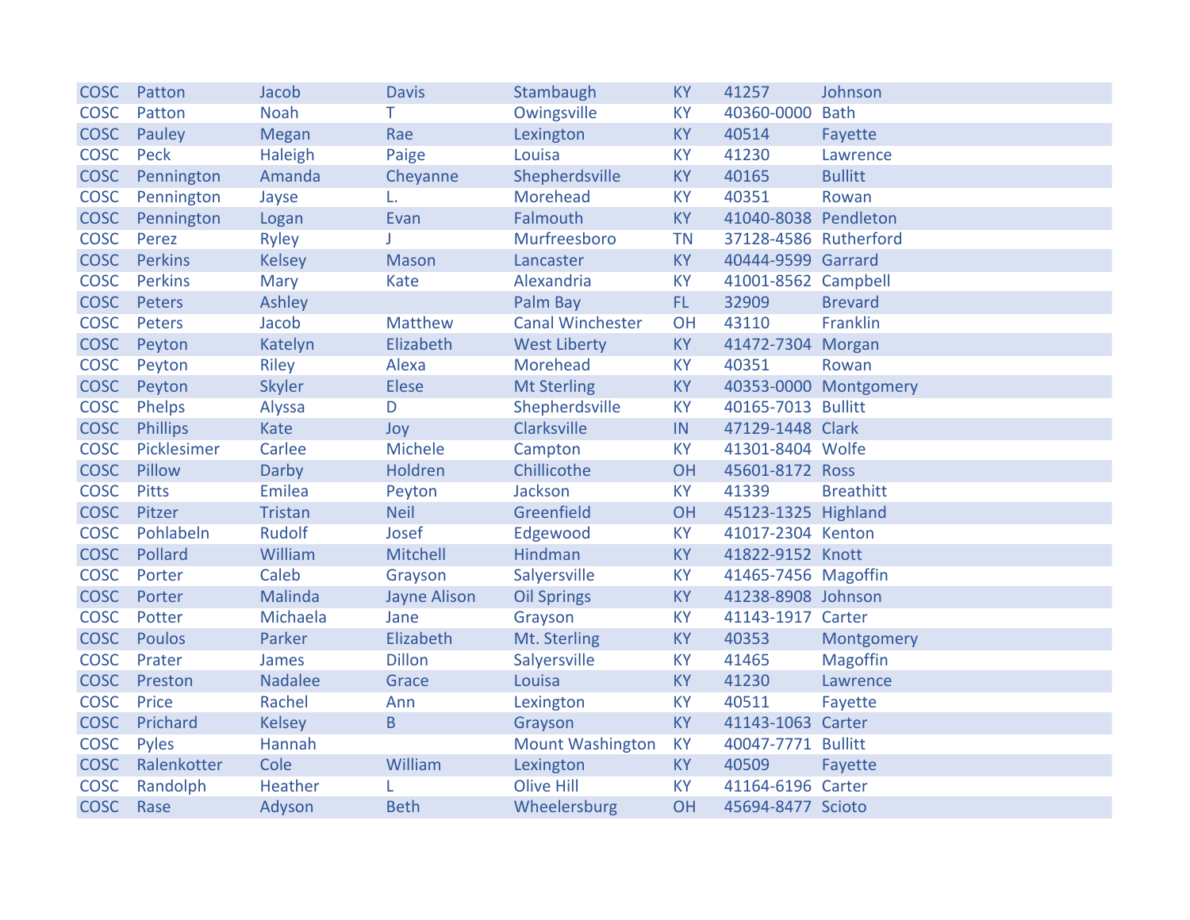| COSC | Patton | Jacob | Davis | Stambaugh | KY | 41257 | Johnson |
|---|---|---|---|---|---|---|---|
| COSC | Patton | Noah | T | Owingsville | KY | 40360-0000 | Bath |
| COSC | Pauley | Megan | Rae | Lexington | KY | 40514 | Fayette |
| COSC | Peck | Haleigh | Paige | Louisa | KY | 41230 | Lawrence |
| COSC | Pennington | Amanda | Cheyanne | Shepherdsville | KY | 40165 | Bullitt |
| COSC | Pennington | Jayse | L. | Morehead | KY | 40351 | Rowan |
| COSC | Pennington | Logan | Evan | Falmouth | KY | 41040-8038 | Pendleton |
| COSC | Perez | Ryley | J | Murfreesboro | TN | 37128-4586 | Rutherford |
| COSC | Perkins | Kelsey | Mason | Lancaster | KY | 40444-9599 | Garrard |
| COSC | Perkins | Mary | Kate | Alexandria | KY | 41001-8562 | Campbell |
| COSC | Peters | Ashley | | Palm Bay | FL | 32909 | Brevard |
| COSC | Peters | Jacob | Matthew | Canal Winchester | OH | 43110 | Franklin |
| COSC | Peyton | Katelyn | Elizabeth | West Liberty | KY | 41472-7304 | Morgan |
| COSC | Peyton | Riley | Alexa | Morehead | KY | 40351 | Rowan |
| COSC | Peyton | Skyler | Elese | Mt Sterling | KY | 40353-0000 | Montgomery |
| COSC | Phelps | Alyssa | D | Shepherdsville | KY | 40165-7013 | Bullitt |
| COSC | Phillips | Kate | Joy | Clarksville | IN | 47129-1448 | Clark |
| COSC | Picklesimer | Carlee | Michele | Campton | KY | 41301-8404 | Wolfe |
| COSC | Pillow | Darby | Holdren | Chillicothe | OH | 45601-8172 | Ross |
| COSC | Pitts | Emilea | Peyton | Jackson | KY | 41339 | Breathitt |
| COSC | Pitzer | Tristan | Neil | Greenfield | OH | 45123-1325 | Highland |
| COSC | Pohlabeln | Rudolf | Josef | Edgewood | KY | 41017-2304 | Kenton |
| COSC | Pollard | William | Mitchell | Hindman | KY | 41822-9152 | Knott |
| COSC | Porter | Caleb | Grayson | Salyersville | KY | 41465-7456 | Magoffin |
| COSC | Porter | Malinda | Jayne Alison | Oil Springs | KY | 41238-8908 | Johnson |
| COSC | Potter | Michaela | Jane | Grayson | KY | 41143-1917 | Carter |
| COSC | Poulos | Parker | Elizabeth | Mt. Sterling | KY | 40353 | Montgomery |
| COSC | Prater | James | Dillon | Salyersville | KY | 41465 | Magoffin |
| COSC | Preston | Nadalee | Grace | Louisa | KY | 41230 | Lawrence |
| COSC | Price | Rachel | Ann | Lexington | KY | 40511 | Fayette |
| COSC | Prichard | Kelsey | B | Grayson | KY | 41143-1063 | Carter |
| COSC | Pyles | Hannah | | Mount Washington | KY | 40047-7771 | Bullitt |
| COSC | Ralenkotter | Cole | William | Lexington | KY | 40509 | Fayette |
| COSC | Randolph | Heather | L | Olive Hill | KY | 41164-6196 | Carter |
| COSC | Rase | Adyson | Beth | Wheelersburg | OH | 45694-8477 | Scioto |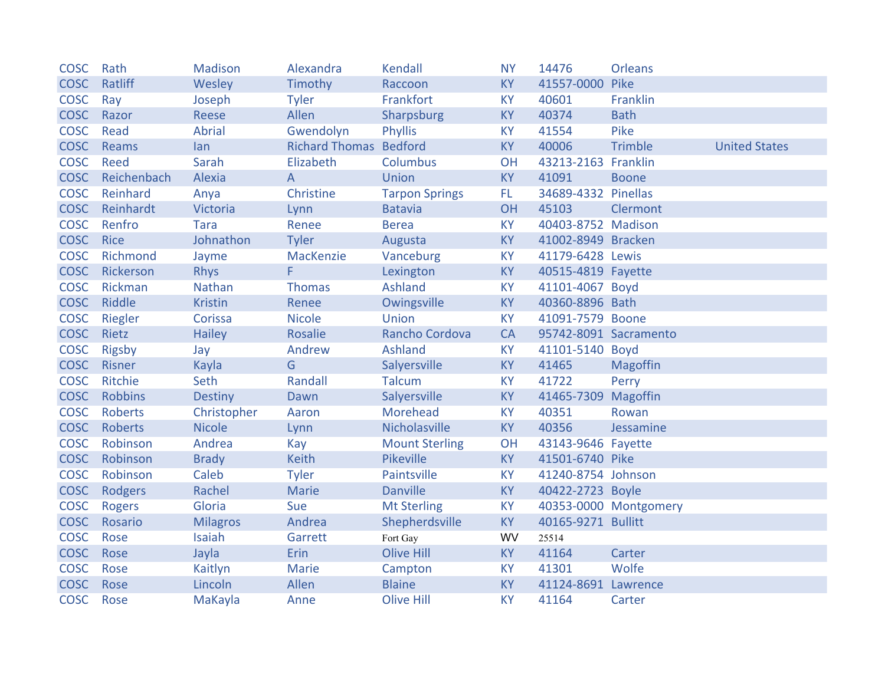| | | | | | | | | |
|---|---|---|---|---|---|---|---|---|
| COSC | Rath | Madison | Alexandra | Kendall | NY | 14476 | Orleans | |
| COSC | Ratliff | Wesley | Timothy | Raccoon | KY | 41557-0000 | Pike | |
| COSC | Ray | Joseph | Tyler | Frankfort | KY | 40601 | Franklin | |
| COSC | Razor | Reese | Allen | Sharpsburg | KY | 40374 | Bath | |
| COSC | Read | Abrial | Gwendolyn | Phyllis | KY | 41554 | Pike | |
| COSC | Reams | Ian | Richard Thomas | Bedford | KY | 40006 | Trimble | United States |
| COSC | Reed | Sarah | Elizabeth | Columbus | OH | 43213-2163 | Franklin | |
| COSC | Reichenbach | Alexia | A | Union | KY | 41091 | Boone | |
| COSC | Reinhard | Anya | Christine | Tarpon Springs | FL | 34689-4332 | Pinellas | |
| COSC | Reinhardt | Victoria | Lynn | Batavia | OH | 45103 | Clermont | |
| COSC | Renfro | Tara | Renee | Berea | KY | 40403-8752 | Madison | |
| COSC | Rice | Johnathon | Tyler | Augusta | KY | 41002-8949 | Bracken | |
| COSC | Richmond | Jayme | MacKenzie | Vanceburg | KY | 41179-6428 | Lewis | |
| COSC | Rickerson | Rhys | F | Lexington | KY | 40515-4819 | Fayette | |
| COSC | Rickman | Nathan | Thomas | Ashland | KY | 41101-4067 | Boyd | |
| COSC | Riddle | Kristin | Renee | Owingsville | KY | 40360-8896 | Bath | |
| COSC | Riegler | Corissa | Nicole | Union | KY | 41091-7579 | Boone | |
| COSC | Rietz | Hailey | Rosalie | Rancho Cordova | CA | 95742-8091 | Sacramento | |
| COSC | Rigsby | Jay | Andrew | Ashland | KY | 41101-5140 | Boyd | |
| COSC | Risner | Kayla | G | Salyersville | KY | 41465 | Magoffin | |
| COSC | Ritchie | Seth | Randall | Talcum | KY | 41722 | Perry | |
| COSC | Robbins | Destiny | Dawn | Salyersville | KY | 41465-7309 | Magoffin | |
| COSC | Roberts | Christopher | Aaron | Morehead | KY | 40351 | Rowan | |
| COSC | Roberts | Nicole | Lynn | Nicholasville | KY | 40356 | Jessamine | |
| COSC | Robinson | Andrea | Kay | Mount Sterling | OH | 43143-9646 | Fayette | |
| COSC | Robinson | Brady | Keith | Pikeville | KY | 41501-6740 | Pike | |
| COSC | Robinson | Caleb | Tyler | Paintsville | KY | 41240-8754 | Johnson | |
| COSC | Rodgers | Rachel | Marie | Danville | KY | 40422-2723 | Boyle | |
| COSC | Rogers | Gloria | Sue | Mt Sterling | KY | 40353-0000 | Montgomery | |
| COSC | Rosario | Milagros | Andrea | Shepherdsville | KY | 40165-9271 | Bullitt | |
| COSC | Rose | Isaiah | Garrett | Fort Gay | WV | 25514 | | |
| COSC | Rose | Jayla | Erin | Olive Hill | KY | 41164 | Carter | |
| COSC | Rose | Kaitlyn | Marie | Campton | KY | 41301 | Wolfe | |
| COSC | Rose | Lincoln | Allen | Blaine | KY | 41124-8691 | Lawrence | |
| COSC | Rose | MaKayla | Anne | Olive Hill | KY | 41164 | Carter | |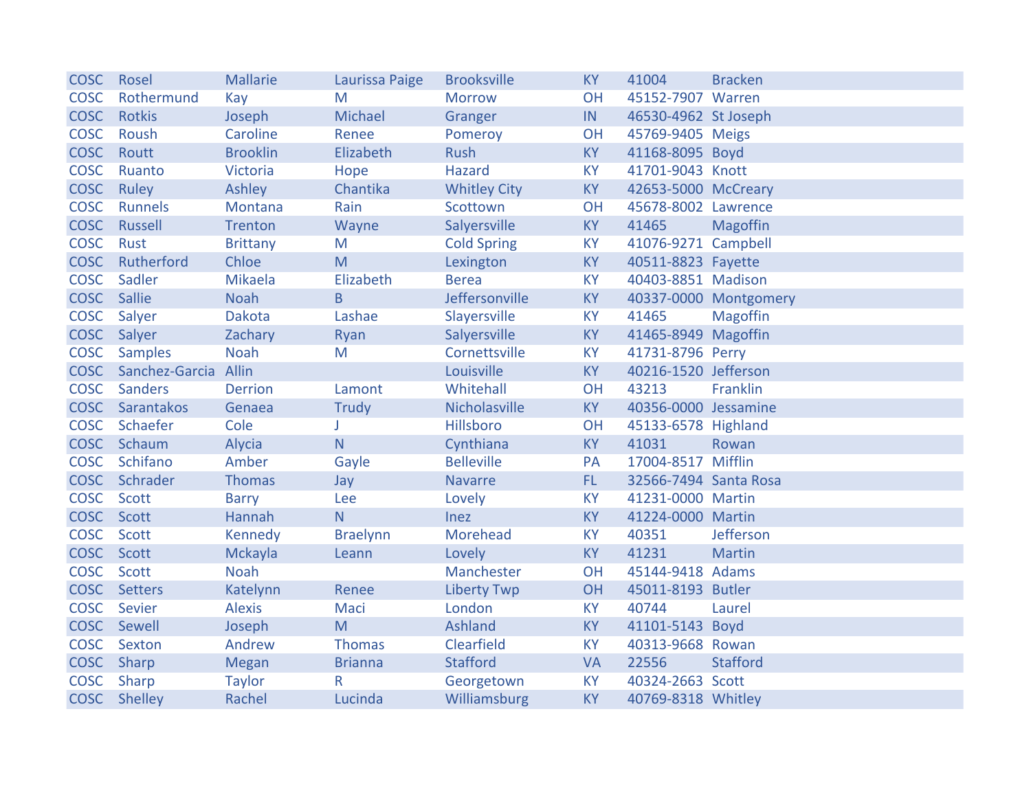| | | | | | | | |
|---|---|---|---|---|---|---|---|
| COSC | Rosel | Mallarie | Laurissa Paige | Brooksville | KY | 41004 | Bracken |
| COSC | Rothermund | Kay | M | Morrow | OH | 45152-7907 | Warren |
| COSC | Rotkis | Joseph | Michael | Granger | IN | 46530-4962 | St Joseph |
| COSC | Roush | Caroline | Renee | Pomeroy | OH | 45769-9405 | Meigs |
| COSC | Routt | Brooklin | Elizabeth | Rush | KY | 41168-8095 | Boyd |
| COSC | Ruanto | Victoria | Hope | Hazard | KY | 41701-9043 | Knott |
| COSC | Ruley | Ashley | Chantika | Whitley City | KY | 42653-5000 | McCreary |
| COSC | Runnels | Montana | Rain | Scottown | OH | 45678-8002 | Lawrence |
| COSC | Russell | Trenton | Wayne | Salyersville | KY | 41465 | Magoffin |
| COSC | Rust | Brittany | M | Cold Spring | KY | 41076-9271 | Campbell |
| COSC | Rutherford | Chloe | M | Lexington | KY | 40511-8823 | Fayette |
| COSC | Sadler | Mikaela | Elizabeth | Berea | KY | 40403-8851 | Madison |
| COSC | Sallie | Noah | B | Jeffersonville | KY | 40337-0000 | Montgomery |
| COSC | Salyer | Dakota | Lashae | Slayersville | KY | 41465 | Magoffin |
| COSC | Salyer | Zachary | Ryan | Salyersville | KY | 41465-8949 | Magoffin |
| COSC | Samples | Noah | M | Cornettsville | KY | 41731-8796 | Perry |
| COSC | Sanchez-Garcia | Allin | | Louisville | KY | 40216-1520 | Jefferson |
| COSC | Sanders | Derrion | Lamont | Whitehall | OH | 43213 | Franklin |
| COSC | Sarantakos | Genaea | Trudy | Nicholasville | KY | 40356-0000 | Jessamine |
| COSC | Schaefer | Cole | J | Hillsboro | OH | 45133-6578 | Highland |
| COSC | Schaum | Alycia | N | Cynthiana | KY | 41031 | Rowan |
| COSC | Schifano | Amber | Gayle | Belleville | PA | 17004-8517 | Mifflin |
| COSC | Schrader | Thomas | Jay | Navarre | FL | 32566-7494 | Santa Rosa |
| COSC | Scott | Barry | Lee | Lovely | KY | 41231-0000 | Martin |
| COSC | Scott | Hannah | N | Inez | KY | 41224-0000 | Martin |
| COSC | Scott | Kennedy | Braelynn | Morehead | KY | 40351 | Jefferson |
| COSC | Scott | Mckayla | Leann | Lovely | KY | 41231 | Martin |
| COSC | Scott | Noah | | Manchester | OH | 45144-9418 | Adams |
| COSC | Setters | Katelynn | Renee | Liberty Twp | OH | 45011-8193 | Butler |
| COSC | Sevier | Alexis | Maci | London | KY | 40744 | Laurel |
| COSC | Sewell | Joseph | M | Ashland | KY | 41101-5143 | Boyd |
| COSC | Sexton | Andrew | Thomas | Clearfield | KY | 40313-9668 | Rowan |
| COSC | Sharp | Megan | Brianna | Stafford | VA | 22556 | Stafford |
| COSC | Sharp | Taylor | R | Georgetown | KY | 40324-2663 | Scott |
| COSC | Shelley | Rachel | Lucinda | Williamsburg | KY | 40769-8318 | Whitley |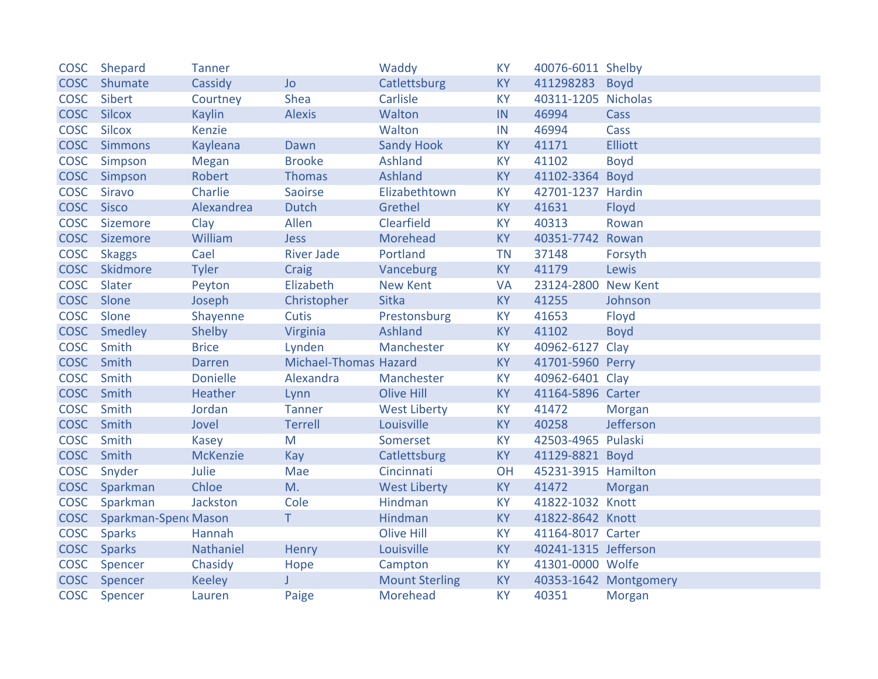| | | | | | | | |
|---|---|---|---|---|---|---|---|
| COSC | Shepard | Tanner | | Waddy | KY | 40076-6011 | Shelby |
| COSC | Shumate | Cassidy | Jo | Catlettsburg | KY | 411298283 | Boyd |
| COSC | Sibert | Courtney | Shea | Carlisle | KY | 40311-1205 | Nicholas |
| COSC | Silcox | Kaylin | Alexis | Walton | IN | 46994 | Cass |
| COSC | Silcox | Kenzie | | Walton | IN | 46994 | Cass |
| COSC | Simmons | Kayleana | Dawn | Sandy Hook | KY | 41171 | Elliott |
| COSC | Simpson | Megan | Brooke | Ashland | KY | 41102 | Boyd |
| COSC | Simpson | Robert | Thomas | Ashland | KY | 41102-3364 | Boyd |
| COSC | Siravo | Charlie | Saoirse | Elizabethtown | KY | 42701-1237 | Hardin |
| COSC | Sisco | Alexandrea | Dutch | Grethel | KY | 41631 | Floyd |
| COSC | Sizemore | Clay | Allen | Clearfield | KY | 40313 | Rowan |
| COSC | Sizemore | William | Jess | Morehead | KY | 40351-7742 | Rowan |
| COSC | Skaggs | Cael | River Jade | Portland | TN | 37148 | Forsyth |
| COSC | Skidmore | Tyler | Craig | Vanceburg | KY | 41179 | Lewis |
| COSC | Slater | Peyton | Elizabeth | New Kent | VA | 23124-2800 | New Kent |
| COSC | Slone | Joseph | Christopher | Sitka | KY | 41255 | Johnson |
| COSC | Slone | Shayenne | Cutis | Prestonsburg | KY | 41653 | Floyd |
| COSC | Smedley | Shelby | Virginia | Ashland | KY | 41102 | Boyd |
| COSC | Smith | Brice | Lynden | Manchester | KY | 40962-6127 | Clay |
| COSC | Smith | Darren | Michael-Thomas | Hazard | KY | 41701-5960 | Perry |
| COSC | Smith | Donielle | Alexandra | Manchester | KY | 40962-6401 | Clay |
| COSC | Smith | Heather | Lynn | Olive Hill | KY | 41164-5896 | Carter |
| COSC | Smith | Jordan | Tanner | West Liberty | KY | 41472 | Morgan |
| COSC | Smith | Jovel | Terrell | Louisville | KY | 40258 | Jefferson |
| COSC | Smith | Kasey | M | Somerset | KY | 42503-4965 | Pulaski |
| COSC | Smith | McKenzie | Kay | Catlettsburg | KY | 41129-8821 | Boyd |
| COSC | Snyder | Julie | Mae | Cincinnati | OH | 45231-3915 | Hamilton |
| COSC | Sparkman | Chloe | M. | West Liberty | KY | 41472 | Morgan |
| COSC | Sparkman | Jackston | Cole | Hindman | KY | 41822-1032 | Knott |
| COSC | Sparkman-Spen | Mason | T | Hindman | KY | 41822-8642 | Knott |
| COSC | Sparks | Hannah | | Olive Hill | KY | 41164-8017 | Carter |
| COSC | Sparks | Nathaniel | Henry | Louisville | KY | 40241-1315 | Jefferson |
| COSC | Spencer | Chasidy | Hope | Campton | KY | 41301-0000 | Wolfe |
| COSC | Spencer | Keeley | J | Mount Sterling | KY | 40353-1642 | Montgomery |
| COSC | Spencer | Lauren | Paige | Morehead | KY | 40351 | Morgan |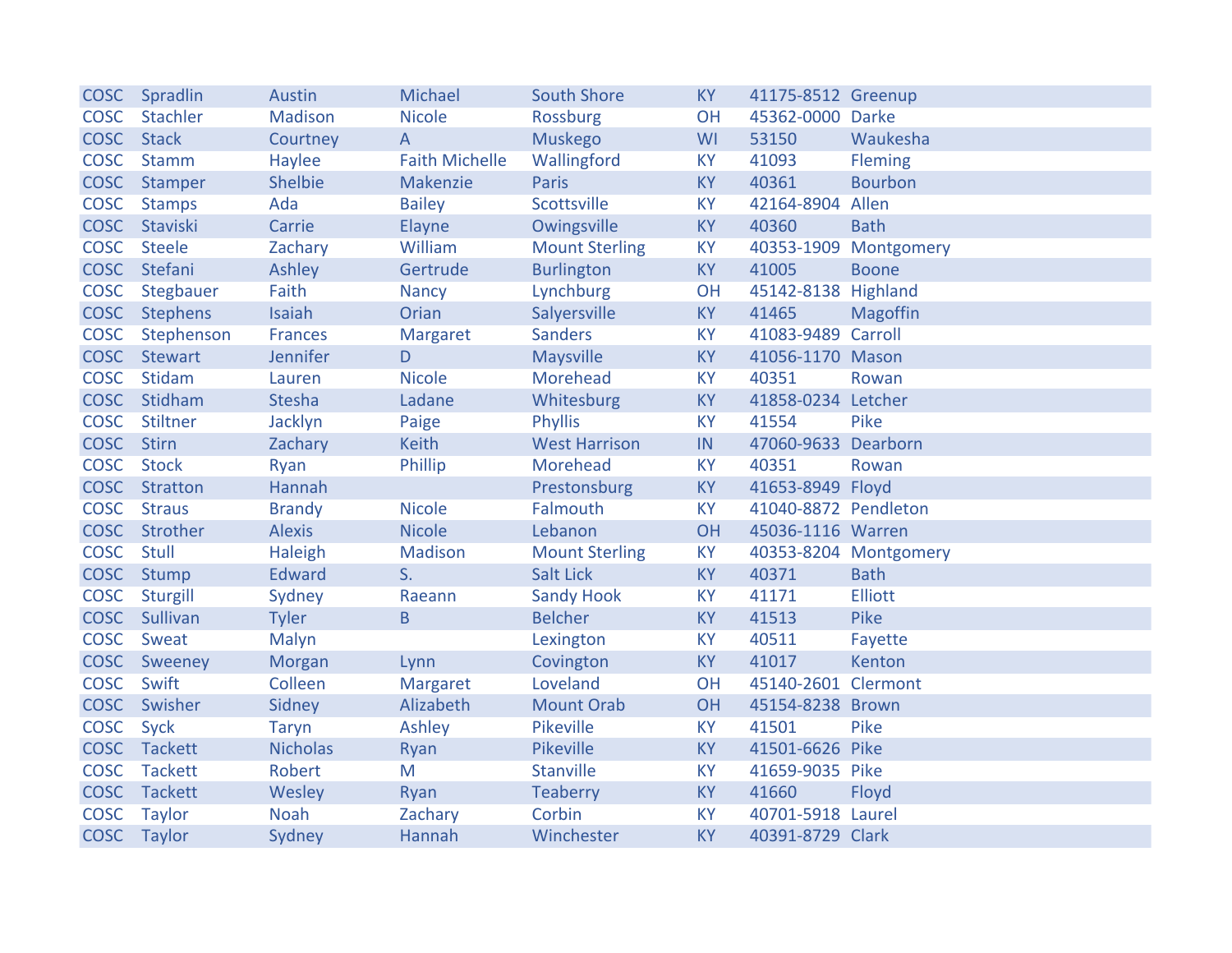| COSC | Spradlin | Austin | Michael | South Shore | KY | 41175-8512 | Greenup |
|---|---|---|---|---|---|---|---|
| COSC | Stachler | Madison | Nicole | Rossburg | OH | 45362-0000 | Darke |
| COSC | Stack | Courtney | A | Muskego | WI | 53150 | Waukesha |
| COSC | Stamm | Haylee | Faith Michelle | Wallingford | KY | 41093 | Fleming |
| COSC | Stamper | Shelbie | Makenzie | Paris | KY | 40361 | Bourbon |
| COSC | Stamps | Ada | Bailey | Scottsville | KY | 42164-8904 | Allen |
| COSC | Staviski | Carrie | Elayne | Owingsville | KY | 40360 | Bath |
| COSC | Steele | Zachary | William | Mount Sterling | KY | 40353-1909 | Montgomery |
| COSC | Stefani | Ashley | Gertrude | Burlington | KY | 41005 | Boone |
| COSC | Stegbauer | Faith | Nancy | Lynchburg | OH | 45142-8138 | Highland |
| COSC | Stephens | Isaiah | Orian | Salyersville | KY | 41465 | Magoffin |
| COSC | Stephenson | Frances | Margaret | Sanders | KY | 41083-9489 | Carroll |
| COSC | Stewart | Jennifer | D | Maysville | KY | 41056-1170 | Mason |
| COSC | Stidam | Lauren | Nicole | Morehead | KY | 40351 | Rowan |
| COSC | Stidham | Stesha | Ladane | Whitesburg | KY | 41858-0234 | Letcher |
| COSC | Stiltner | Jacklyn | Paige | Phyllis | KY | 41554 | Pike |
| COSC | Stirn | Zachary | Keith | West Harrison | IN | 47060-9633 | Dearborn |
| COSC | Stock | Ryan | Phillip | Morehead | KY | 40351 | Rowan |
| COSC | Stratton | Hannah | | Prestonsburg | KY | 41653-8949 | Floyd |
| COSC | Straus | Brandy | Nicole | Falmouth | KY | 41040-8872 | Pendleton |
| COSC | Strother | Alexis | Nicole | Lebanon | OH | 45036-1116 | Warren |
| COSC | Stull | Haleigh | Madison | Mount Sterling | KY | 40353-8204 | Montgomery |
| COSC | Stump | Edward | S. | Salt Lick | KY | 40371 | Bath |
| COSC | Sturgill | Sydney | Raeann | Sandy Hook | KY | 41171 | Elliott |
| COSC | Sullivan | Tyler | B | Belcher | KY | 41513 | Pike |
| COSC | Sweat | Malyn | | Lexington | KY | 40511 | Fayette |
| COSC | Sweeney | Morgan | Lynn | Covington | KY | 41017 | Kenton |
| COSC | Swift | Colleen | Margaret | Loveland | OH | 45140-2601 | Clermont |
| COSC | Swisher | Sidney | Alizabeth | Mount Orab | OH | 45154-8238 | Brown |
| COSC | Syck | Taryn | Ashley | Pikeville | KY | 41501 | Pike |
| COSC | Tackett | Nicholas | Ryan | Pikeville | KY | 41501-6626 | Pike |
| COSC | Tackett | Robert | M | Stanville | KY | 41659-9035 | Pike |
| COSC | Tackett | Wesley | Ryan | Teaberry | KY | 41660 | Floyd |
| COSC | Taylor | Noah | Zachary | Corbin | KY | 40701-5918 | Laurel |
| COSC | Taylor | Sydney | Hannah | Winchester | KY | 40391-8729 | Clark |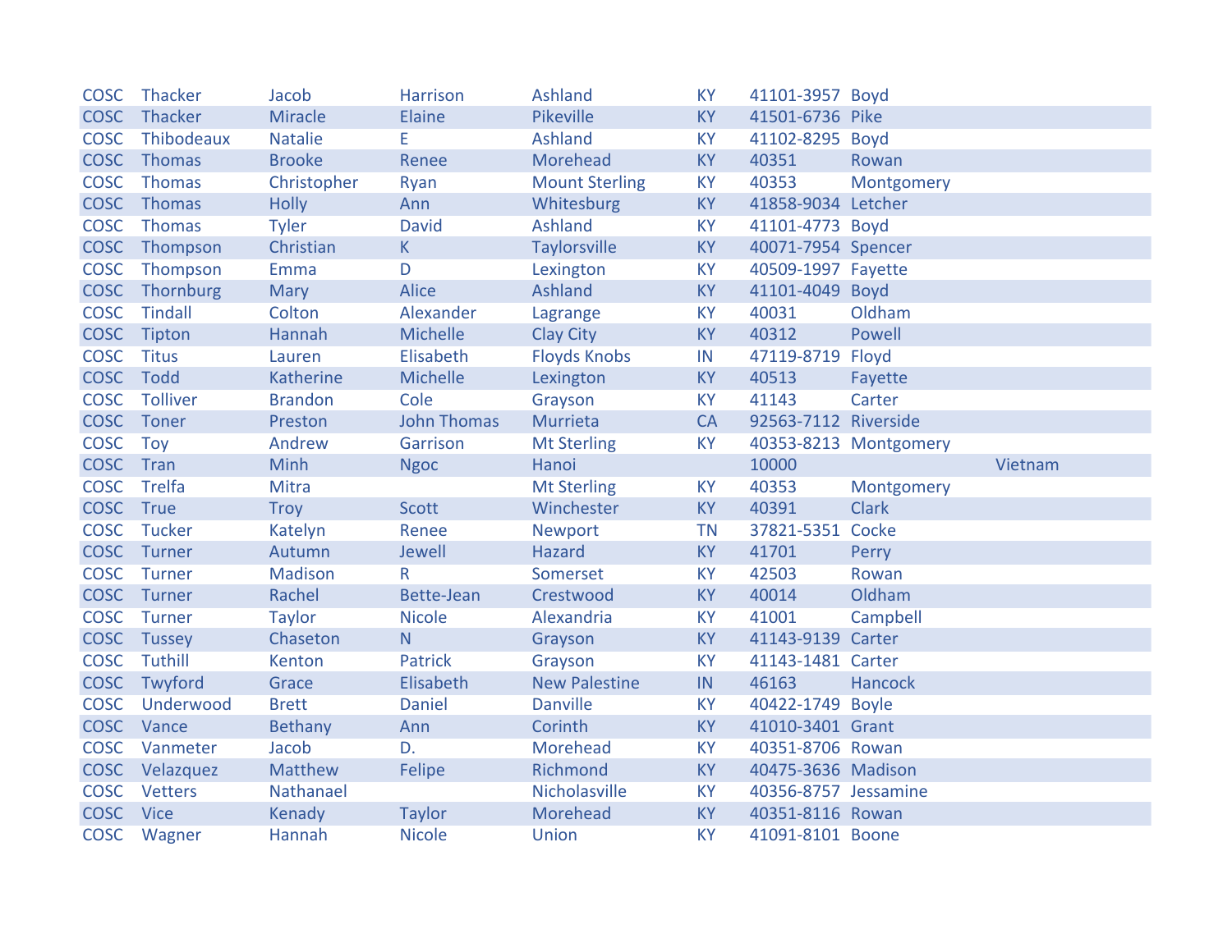| COSC | Thacker | Jacob | Harrison | Ashland | KY | 41101-3957 | Boyd | |
|---|---|---|---|---|---|---|---|---|
| COSC | Thacker | Miracle | Elaine | Pikeville | KY | 41501-6736 | Pike | |
| COSC | Thibodeaux | Natalie | E | Ashland | KY | 41102-8295 | Boyd | |
| COSC | Thomas | Brooke | Renee | Morehead | KY | 40351 | Rowan | |
| COSC | Thomas | Christopher | Ryan | Mount Sterling | KY | 40353 | Montgomery | |
| COSC | Thomas | Holly | Ann | Whitesburg | KY | 41858-9034 | Letcher | |
| COSC | Thomas | Tyler | David | Ashland | KY | 41101-4773 | Boyd | |
| COSC | Thompson | Christian | K | Taylorsville | KY | 40071-7954 | Spencer | |
| COSC | Thompson | Emma | D | Lexington | KY | 40509-1997 | Fayette | |
| COSC | Thornburg | Mary | Alice | Ashland | KY | 41101-4049 | Boyd | |
| COSC | Tindall | Colton | Alexander | Lagrange | KY | 40031 | Oldham | |
| COSC | Tipton | Hannah | Michelle | Clay City | KY | 40312 | Powell | |
| COSC | Titus | Lauren | Elisabeth | Floyds Knobs | IN | 47119-8719 | Floyd | |
| COSC | Todd | Katherine | Michelle | Lexington | KY | 40513 | Fayette | |
| COSC | Tolliver | Brandon | Cole | Grayson | KY | 41143 | Carter | |
| COSC | Toner | Preston | John Thomas | Murrieta | CA | 92563-7112 | Riverside | |
| COSC | Toy | Andrew | Garrison | Mt Sterling | KY | 40353-8213 | Montgomery | |
| COSC | Tran | Minh | Ngoc | Hanoi | | 10000 | | Vietnam |
| COSC | Trelfa | Mitra | | Mt Sterling | KY | 40353 | Montgomery | |
| COSC | True | Troy | Scott | Winchester | KY | 40391 | Clark | |
| COSC | Tucker | Katelyn | Renee | Newport | TN | 37821-5351 | Cocke | |
| COSC | Turner | Autumn | Jewell | Hazard | KY | 41701 | Perry | |
| COSC | Turner | Madison | R | Somerset | KY | 42503 | Rowan | |
| COSC | Turner | Rachel | Bette-Jean | Crestwood | KY | 40014 | Oldham | |
| COSC | Turner | Taylor | Nicole | Alexandria | KY | 41001 | Campbell | |
| COSC | Tussey | Chaseton | N | Grayson | KY | 41143-9139 | Carter | |
| COSC | Tuthill | Kenton | Patrick | Grayson | KY | 41143-1481 | Carter | |
| COSC | Twyford | Grace | Elisabeth | New Palestine | IN | 46163 | Hancock | |
| COSC | Underwood | Brett | Daniel | Danville | KY | 40422-1749 | Boyle | |
| COSC | Vance | Bethany | Ann | Corinth | KY | 41010-3401 | Grant | |
| COSC | Vanmeter | Jacob | D. | Morehead | KY | 40351-8706 | Rowan | |
| COSC | Velazquez | Matthew | Felipe | Richmond | KY | 40475-3636 | Madison | |
| COSC | Vetters | Nathanael | | Nicholasville | KY | 40356-8757 | Jessamine | |
| COSC | Vice | Kenady | Taylor | Morehead | KY | 40351-8116 | Rowan | |
| COSC | Wagner | Hannah | Nicole | Union | KY | 41091-8101 | Boone | |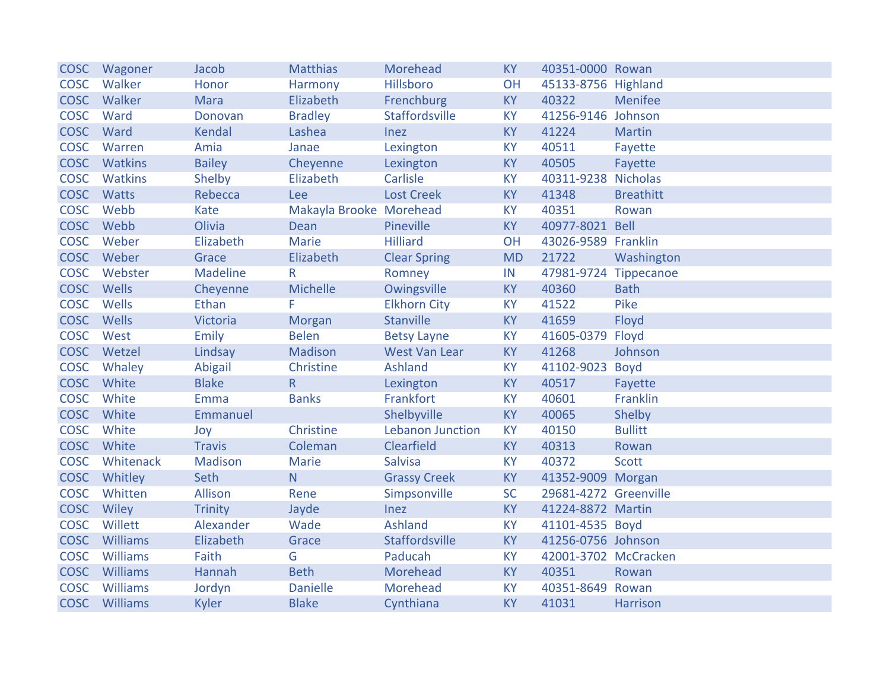| | | | | | | | |
|---|---|---|---|---|---|---|---|
| COSC | Wagoner | Jacob | Matthias | Morehead | KY | 40351-0000 | Rowan |
| COSC | Walker | Honor | Harmony | Hillsboro | OH | 45133-8756 | Highland |
| COSC | Walker | Mara | Elizabeth | Frenchburg | KY | 40322 | Menifee |
| COSC | Ward | Donovan | Bradley | Staffordsville | KY | 41256-9146 | Johnson |
| COSC | Ward | Kendal | Lashea | Inez | KY | 41224 | Martin |
| COSC | Warren | Amia | Janae | Lexington | KY | 40511 | Fayette |
| COSC | Watkins | Bailey | Cheyenne | Lexington | KY | 40505 | Fayette |
| COSC | Watkins | Shelby | Elizabeth | Carlisle | KY | 40311-9238 | Nicholas |
| COSC | Watts | Rebecca | Lee | Lost Creek | KY | 41348 | Breathitt |
| COSC | Webb | Kate | Makayla Brooke | Morehead | KY | 40351 | Rowan |
| COSC | Webb | Olivia | Dean | Pineville | KY | 40977-8021 | Bell |
| COSC | Weber | Elizabeth | Marie | Hilliard | OH | 43026-9589 | Franklin |
| COSC | Weber | Grace | Elizabeth | Clear Spring | MD | 21722 | Washington |
| COSC | Webster | Madeline | R | Romney | IN | 47981-9724 | Tippecanoe |
| COSC | Wells | Cheyenne | Michelle | Owingsville | KY | 40360 | Bath |
| COSC | Wells | Ethan | F | Elkhorn City | KY | 41522 | Pike |
| COSC | Wells | Victoria | Morgan | Stanville | KY | 41659 | Floyd |
| COSC | West | Emily | Belen | Betsy Layne | KY | 41605-0379 | Floyd |
| COSC | Wetzel | Lindsay | Madison | West Van Lear | KY | 41268 | Johnson |
| COSC | Whaley | Abigail | Christine | Ashland | KY | 41102-9023 | Boyd |
| COSC | White | Blake | R | Lexington | KY | 40517 | Fayette |
| COSC | White | Emma | Banks | Frankfort | KY | 40601 | Franklin |
| COSC | White | Emmanuel | | Shelbyville | KY | 40065 | Shelby |
| COSC | White | Joy | Christine | Lebanon Junction | KY | 40150 | Bullitt |
| COSC | White | Travis | Coleman | Clearfield | KY | 40313 | Rowan |
| COSC | Whitenack | Madison | Marie | Salvisa | KY | 40372 | Scott |
| COSC | Whitley | Seth | N | Grassy Creek | KY | 41352-9009 | Morgan |
| COSC | Whitten | Allison | Rene | Simpsonville | SC | 29681-4272 | Greenville |
| COSC | Wiley | Trinity | Jayde | Inez | KY | 41224-8872 | Martin |
| COSC | Willett | Alexander | Wade | Ashland | KY | 41101-4535 | Boyd |
| COSC | Williams | Elizabeth | Grace | Staffordsville | KY | 41256-0756 | Johnson |
| COSC | Williams | Faith | G | Paducah | KY | 42001-3702 | McCracken |
| COSC | Williams | Hannah | Beth | Morehead | KY | 40351 | Rowan |
| COSC | Williams | Jordyn | Danielle | Morehead | KY | 40351-8649 | Rowan |
| COSC | Williams | Kyler | Blake | Cynthiana | KY | 41031 | Harrison |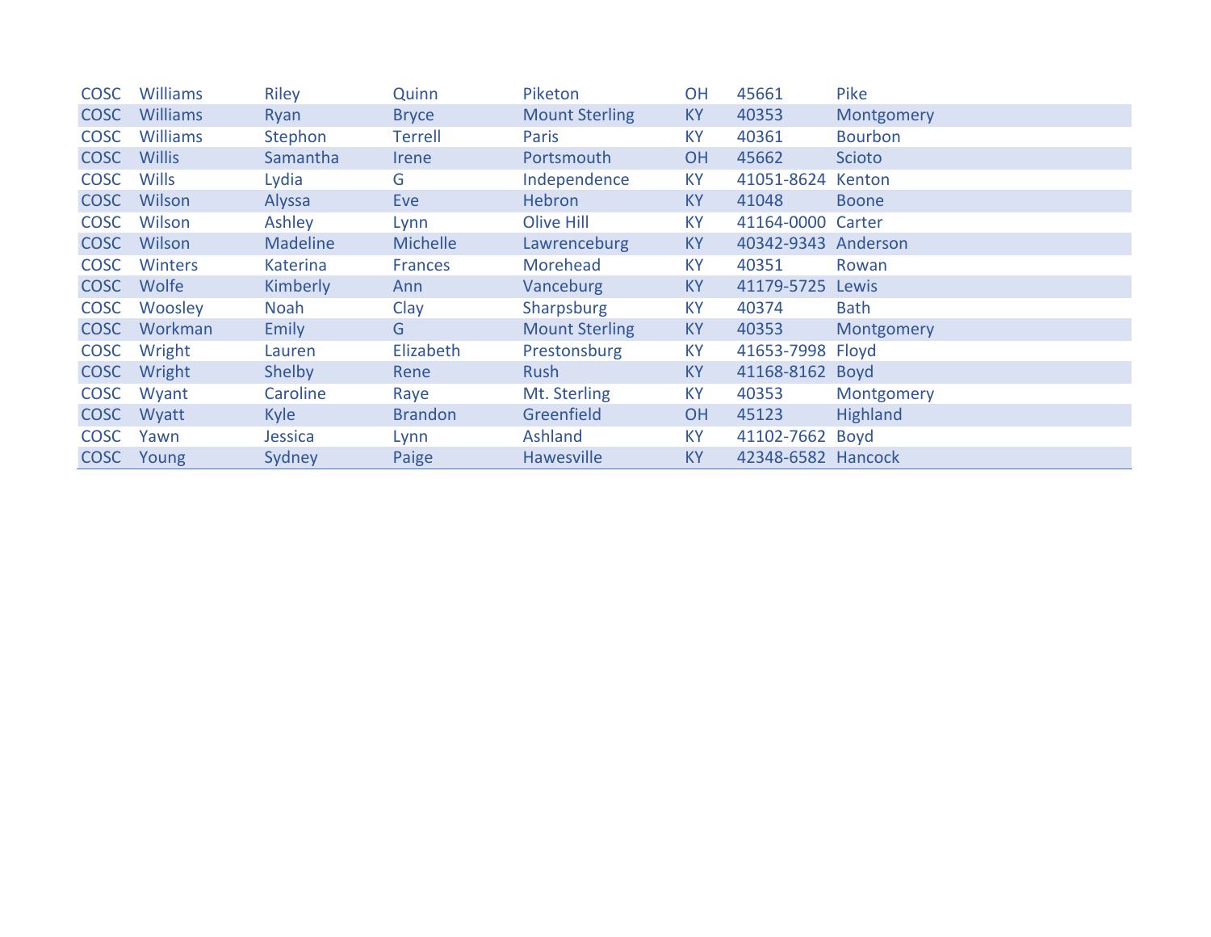| | | | | | | | |
|---|---|---|---|---|---|---|---|
| COSC | Williams | Riley | Quinn | Piketon | OH | 45661 | Pike |
| COSC | Williams | Ryan | Bryce | Mount Sterling | KY | 40353 | Montgomery |
| COSC | Williams | Stephon | Terrell | Paris | KY | 40361 | Bourbon |
| COSC | Willis | Samantha | Irene | Portsmouth | OH | 45662 | Scioto |
| COSC | Wills | Lydia | G | Independence | KY | 41051-8624 | Kenton |
| COSC | Wilson | Alyssa | Eve | Hebron | KY | 41048 | Boone |
| COSC | Wilson | Ashley | Lynn | Olive Hill | KY | 41164-0000 | Carter |
| COSC | Wilson | Madeline | Michelle | Lawrenceburg | KY | 40342-9343 | Anderson |
| COSC | Winters | Katerina | Frances | Morehead | KY | 40351 | Rowan |
| COSC | Wolfe | Kimberly | Ann | Vanceburg | KY | 41179-5725 | Lewis |
| COSC | Woosley | Noah | Clay | Sharpsburg | KY | 40374 | Bath |
| COSC | Workman | Emily | G | Mount Sterling | KY | 40353 | Montgomery |
| COSC | Wright | Lauren | Elizabeth | Prestonsburg | KY | 41653-7998 | Floyd |
| COSC | Wright | Shelby | Rene | Rush | KY | 41168-8162 | Boyd |
| COSC | Wyant | Caroline | Raye | Mt. Sterling | KY | 40353 | Montgomery |
| COSC | Wyatt | Kyle | Brandon | Greenfield | OH | 45123 | Highland |
| COSC | Yawn | Jessica | Lynn | Ashland | KY | 41102-7662 | Boyd |
| COSC | Young | Sydney | Paige | Hawesville | KY | 42348-6582 | Hancock |